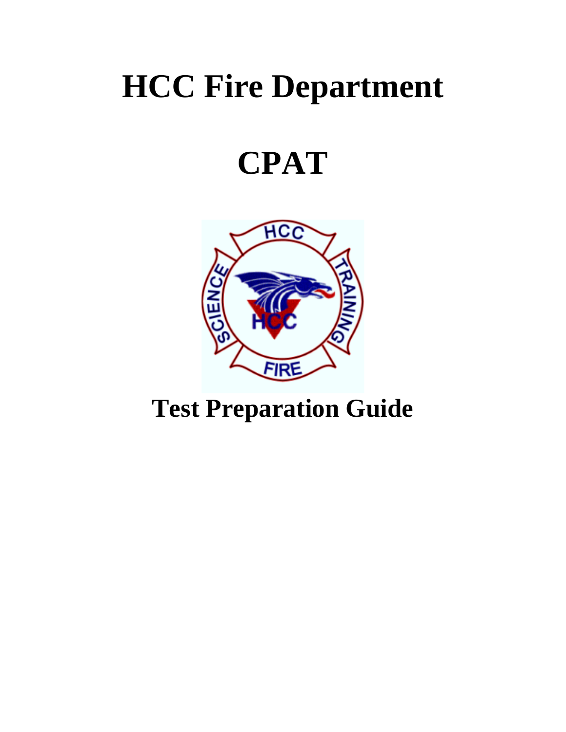# HCC Fire Department

# CPAT

## Test Preparation Guide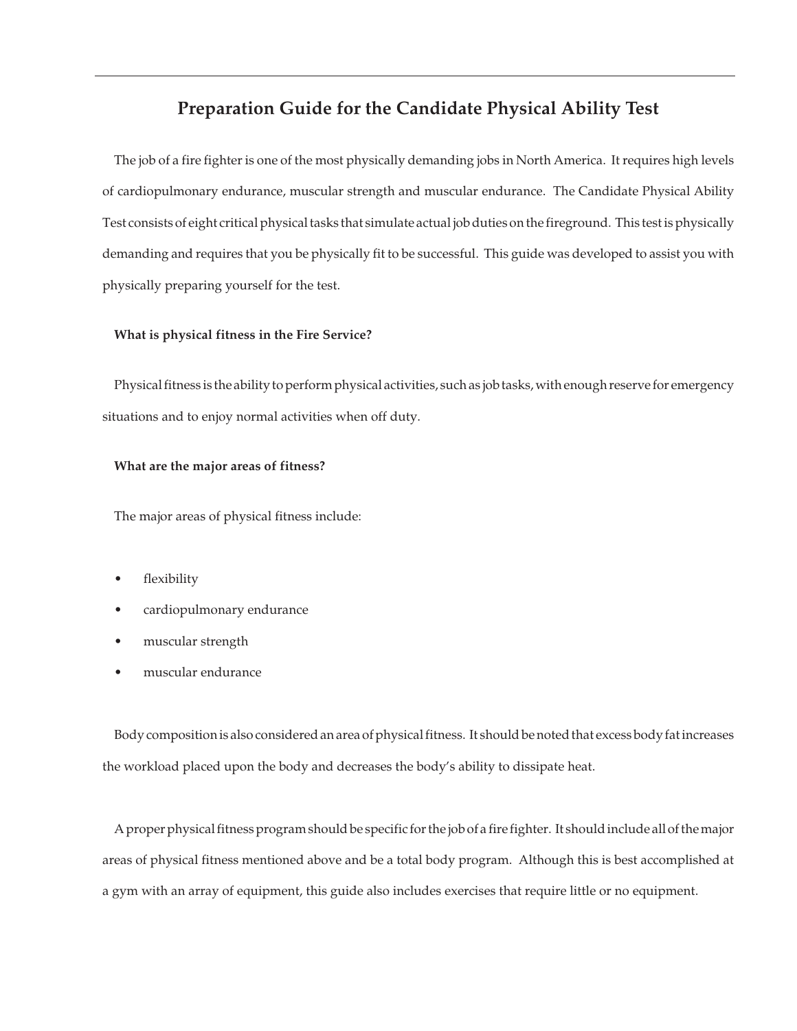# Preparation Guide for the Candidate Physical Ability Test

The job of a fire fighter is one of the most physically demanding jobs in North America. It requires high levels of cardiopulmonary endurance, muscular strength and muscular endurance. The Candidate Physical Ability Test consists of eight critical physical tasks that simulate actual job duties on the fireground. This test is physically demanding and requires that you be physically fit to be successful. This guide was developed to assist you with physically preparing yourself for the test.

**What is physical fitness in the Fire Service?**

Physical fitness is the ability to perform physical activities, such as job tasks, with enough reserve for emergency situations and to enjoy normal activities when off duty.

**What are the major areas of fitness?**

The major areas of physical fitness include:

- flexibility
- cardiopulmonary endurance
- muscular strength
- muscular endurance

Body composition is also considered an area of physical fitness. It should be noted that excess body fat increases the workload placed upon the body and decreases the body's ability to dissipate heat.

A proper physical fitness program should be specific for the job of a fire fighter. It should include all of the major areas of physical fitness mentioned above and be a total body program. Although this is best accomplished at a gym with an array of equipment, this guide also includes exercises that require little or no equipment.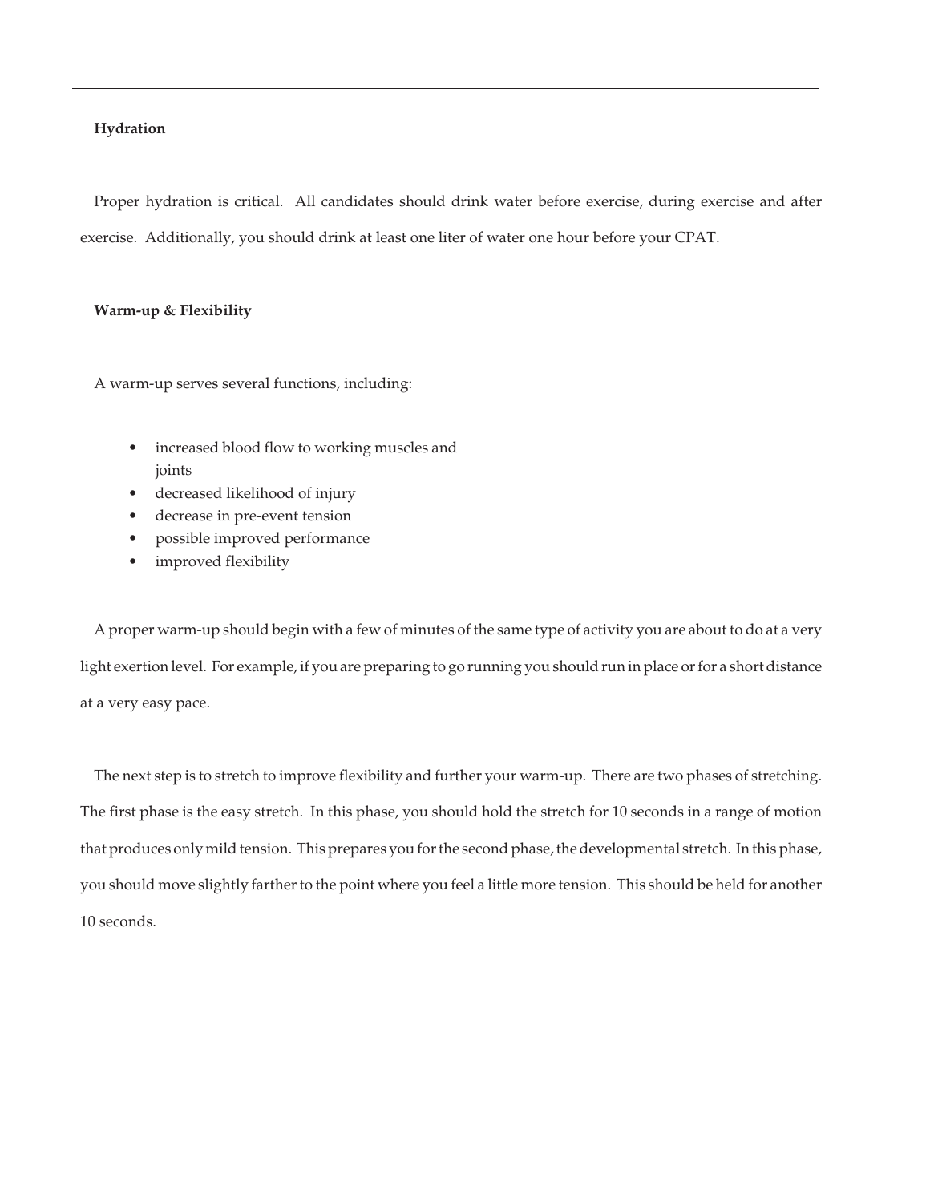## Hydration

Proper hydration is critical. All candidates should drink water before exercise, during exercise and after exercise. Additionally, you should drink at least one liter of water one hour before your CPAT.

## Warm-up & Flexibility

A warm-up serves several functions, including:

- increased blood flow to working muscles and joints
- decreased likelihood of injury
- decrease in pre-event tension
- possible improved performance
- improved flexibility

A proper warm-up should begin with a few of minutes of the same type of activity you are about to do at a very light exertion level. For example, if you are preparing to go running you should run in place or for a short distance at a very easy pace.

The next step is to stretch to improve flexibility and further your warm-up. There are two phases of stretching. The first phase is the easy stretch. In this phase, you should hold the stretch for 10 seconds in a range of motion that produces only mild tension. This prepares you for the second phase, the developmental stretch. In this phase, you should move slightly farther to the point where you feel a little more tension. This should be held for another 10 seconds.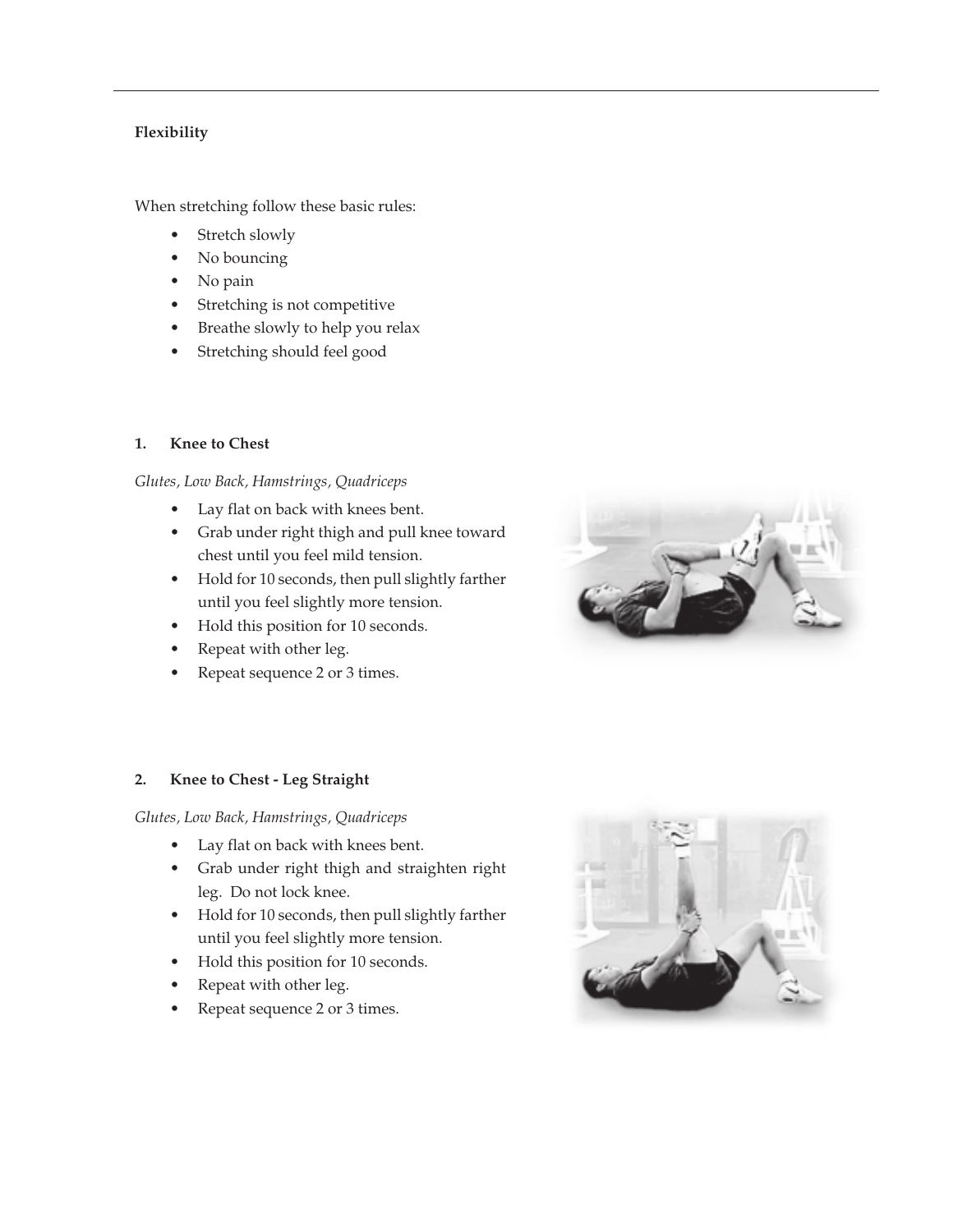**Flexibility**

When stretching follow these basic rules:

- Stretch slowly
- No bouncing
- No pain
- Stretching is not competitive
- Breathe slowly to help you relax
- Stretching should feel good

**1. Knee to Chest**

*Glutes, Low Back, Hamstrings, Quadriceps*

- Lay flat on back with knees bent.
- Grab under right thigh and pull knee toward chest until you feel mild tension.
- Hold for 10 seconds, then pull slightly farther until you feel slightly more tension.
- Hold this position for 10 seconds.
- Repeat with other leg.
- Repeat sequence 2 or 3 times.

**2. Knee to Chest - Leg Straight**

*Glutes, Low Back, Hamstrings, Quadriceps*

- Lay flat on back with knees bent.
- Grab under right thigh and straighten right leg. Do not lock knee.
- Hold for 10 seconds, then pull slightly farther until you feel slightly more tension.
- Hold this position for 10 seconds.
- Repeat with other leg.
- Repeat sequence 2 or 3 times.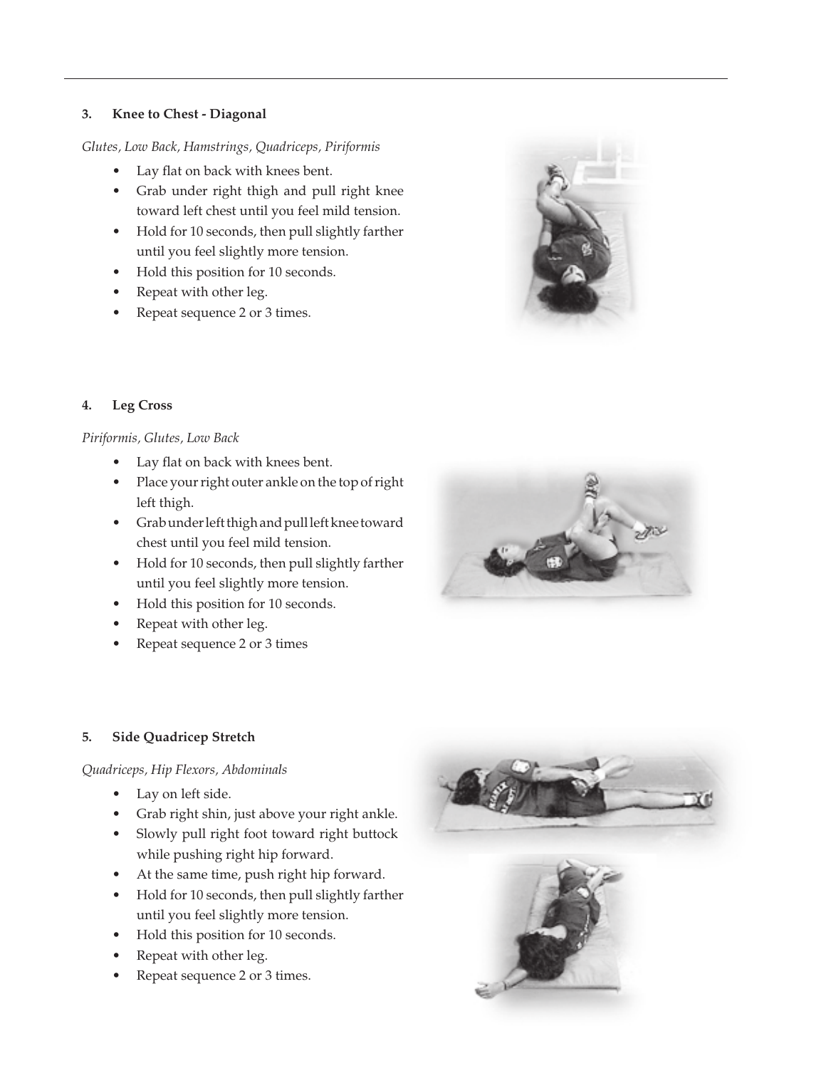**3. Knee to Chest - Diagonal**

*Glutes, Low Back, Hamstrings, Quadriceps, Piriformis*

- Lay flat on back with knees bent.
- Grab under right thigh and pull right knee toward left chest until you feel mild tension.
- Hold for 10 seconds, then pull slightly farther until you feel slightly more tension.
- Hold this position for 10 seconds.
- Repeat with other leg.
- Repeat sequence 2 or 3 times.

**4. Leg Cross**

*Piriformis, Glutes, Low Back*

- Lay flat on back with knees bent.
- Place your right outer ankle on the top of right left thigh.
- Grab under left thigh and pull left knee toward chest until you feel mild tension.
- Hold for 10 seconds, then pull slightly farther until you feel slightly more tension.
- Hold this position for 10 seconds.
- Repeat with other leg.
- Repeat sequence 2 or 3 times

**5. Side Quadricep Stretch**

*Quadriceps, Hip Flexors, Abdominals*

- Lay on left side.
- Grab right shin, just above your right ankle.
- Slowly pull right foot toward right buttock while pushing right hip forward.
- At the same time, push right hip forward.
- Hold for 10 seconds, then pull slightly farther until you feel slightly more tension.
- Hold this position for 10 seconds.
- Repeat with other leg.
- Repeat sequence 2 or 3 times.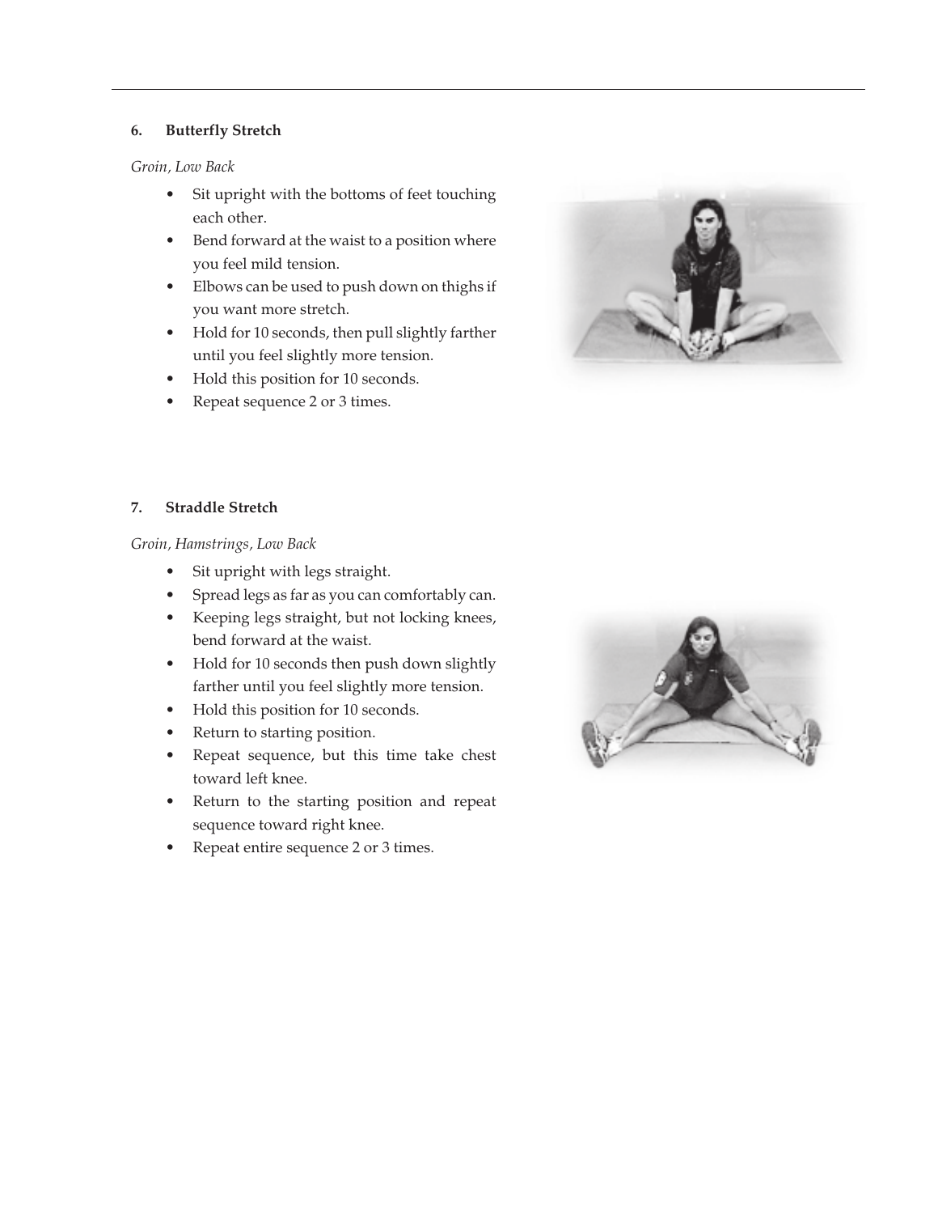### 6. Butterfly Stretch

*Groin, Low Back*

- Sit upright with the bottoms of feet touching each other.
- Bend forward at the waist to a position where you feel mild tension.
- Elbows can be used to push down on thighs if you want more stretch.
- Hold for 10 seconds, then pull slightly farther until you feel slightly more tension.
- Hold this position for 10 seconds.
- Repeat sequence 2 or 3 times.

### 7. Straddle Stretch

*Groin, Hamstrings, Low Back*

- Sit upright with legs straight.
- Spread legs as far as you can comfortably can.
- Keeping legs straight, but not locking knees, bend forward at the waist.
- Hold for 10 seconds then push down slightly farther until you feel slightly more tension.
- Hold this position for 10 seconds.
- Return to starting position.
- Repeat sequence, but this time take chest toward left knee.
- Return to the starting position and repeat sequence toward right knee.
- Repeat entire sequence 2 or 3 times.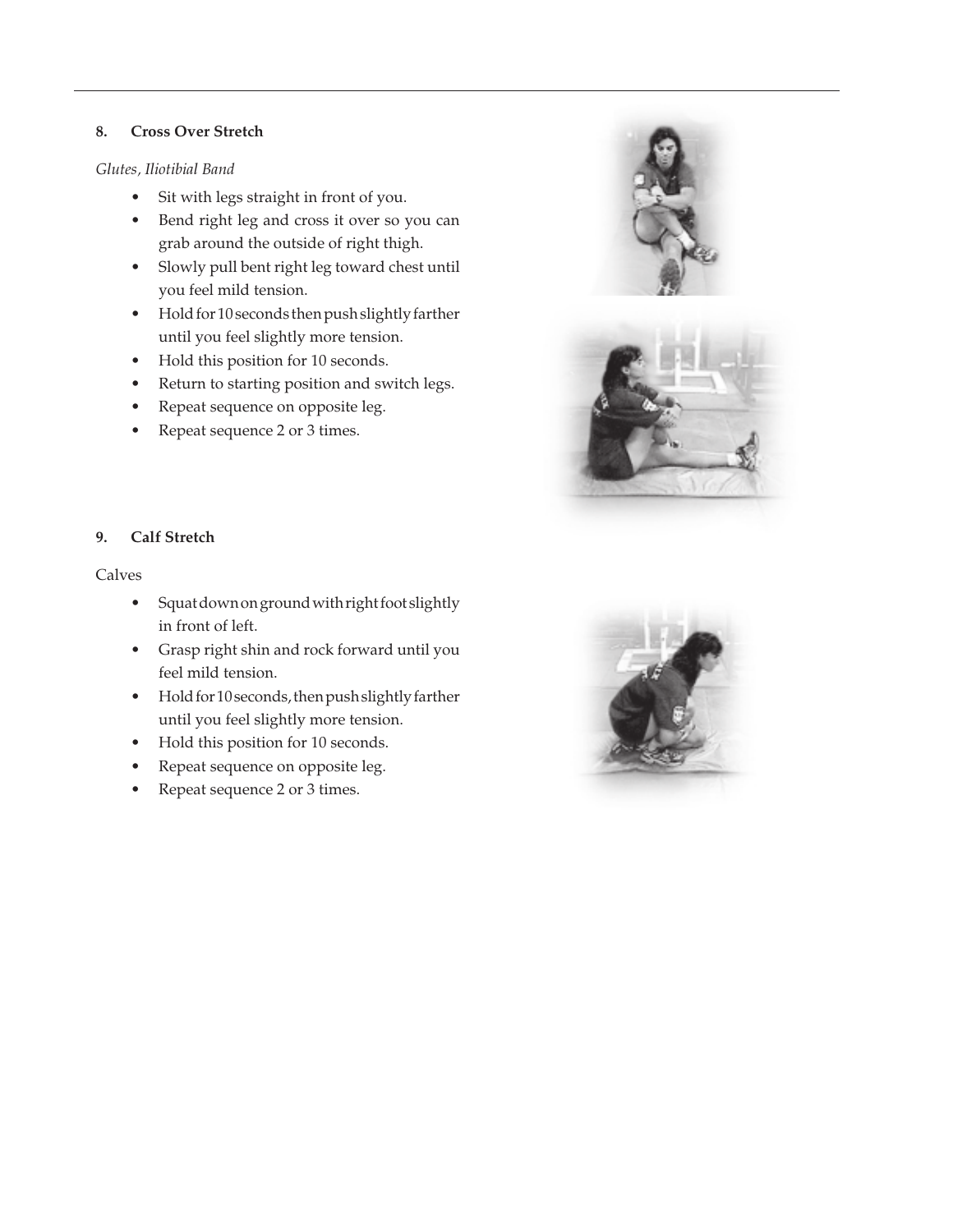### 8. Cross Over Stretch

*Glutes, Iliotibial Band*

- Sit with legs straight in front of you.
- Bend right leg and cross it over so you can grab around the outside of right thigh.
- Slowly pull bent right leg toward chest until you feel mild tension.
- Hold for 10 seconds then push slightly farther until you feel slightly more tension.
- Hold this position for 10 seconds.
- Return to starting position and switch legs.
- Repeat sequence on opposite leg.
- Repeat sequence 2 or 3 times.

### 9. Calf Stretch

Calves

- Squat down on ground with right foot slightly in front of left.
- Grasp right shin and rock forward until you feel mild tension.
- Hold for 10 seconds, then push slightly farther until you feel slightly more tension.
- Hold this position for 10 seconds.
- Repeat sequence on opposite leg.
- Repeat sequence 2 or 3 times.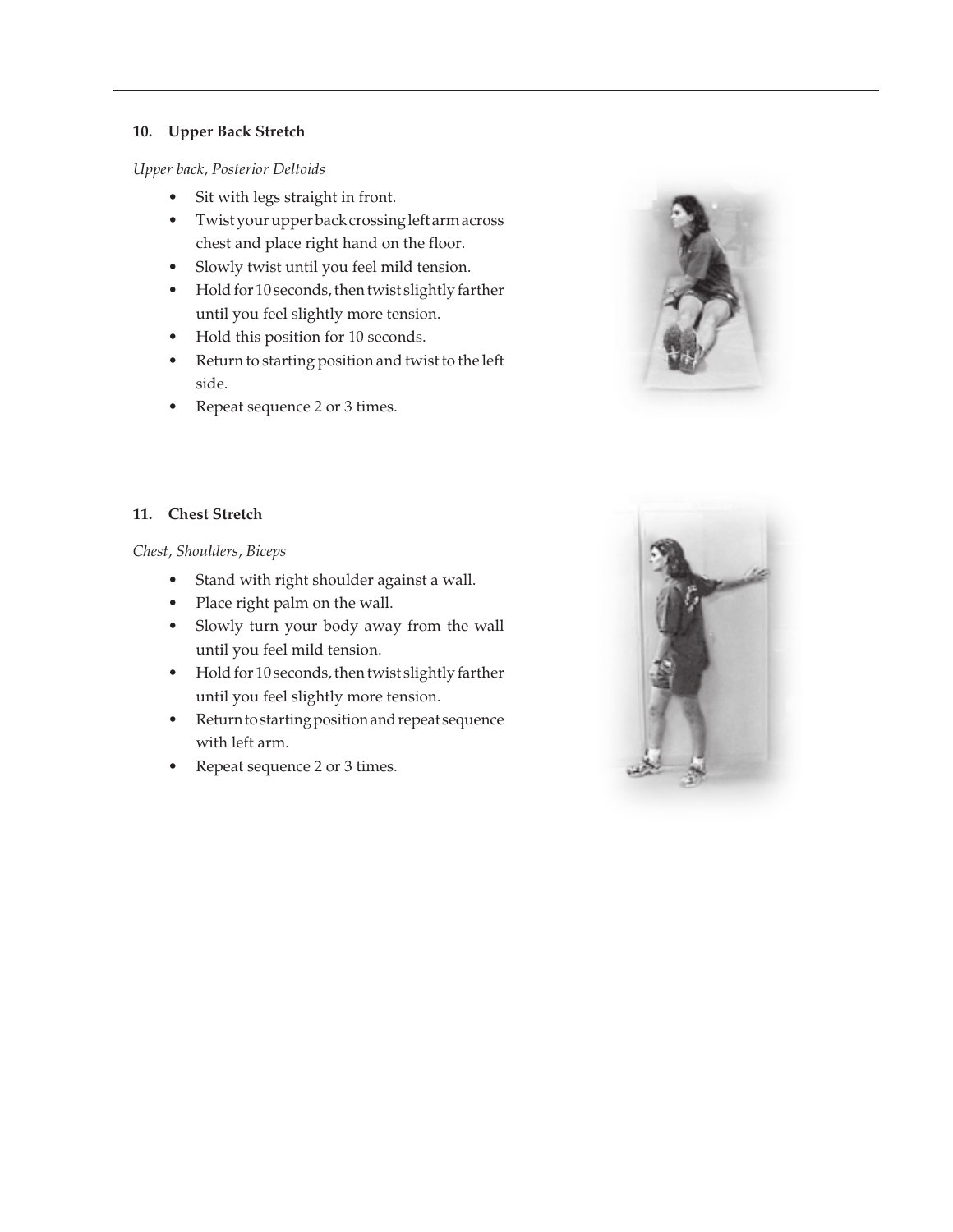### 10. Upper Back Stretch

*Upper back, Posterior Deltoids*

- Sit with legs straight in front.
- Twist your upper back crossing left arm across chest and place right hand on the floor.
- Slowly twist until you feel mild tension.
- Hold for 10 seconds, then twist slightly farther until you feel slightly more tension.
- Hold this position for 10 seconds.
- Return to starting position and twist to the left side.
- Repeat sequence 2 or 3 times.

### 11. Chest Stretch

*Chest, Shoulders, Biceps*

- Stand with right shoulder against a wall.
- Place right palm on the wall.
- Slowly turn your body away from the wall until you feel mild tension.
- Hold for 10 seconds, then twist slightly farther until you feel slightly more tension.
- Return to starting position and repeat sequence with left arm.
- Repeat sequence 2 or 3 times.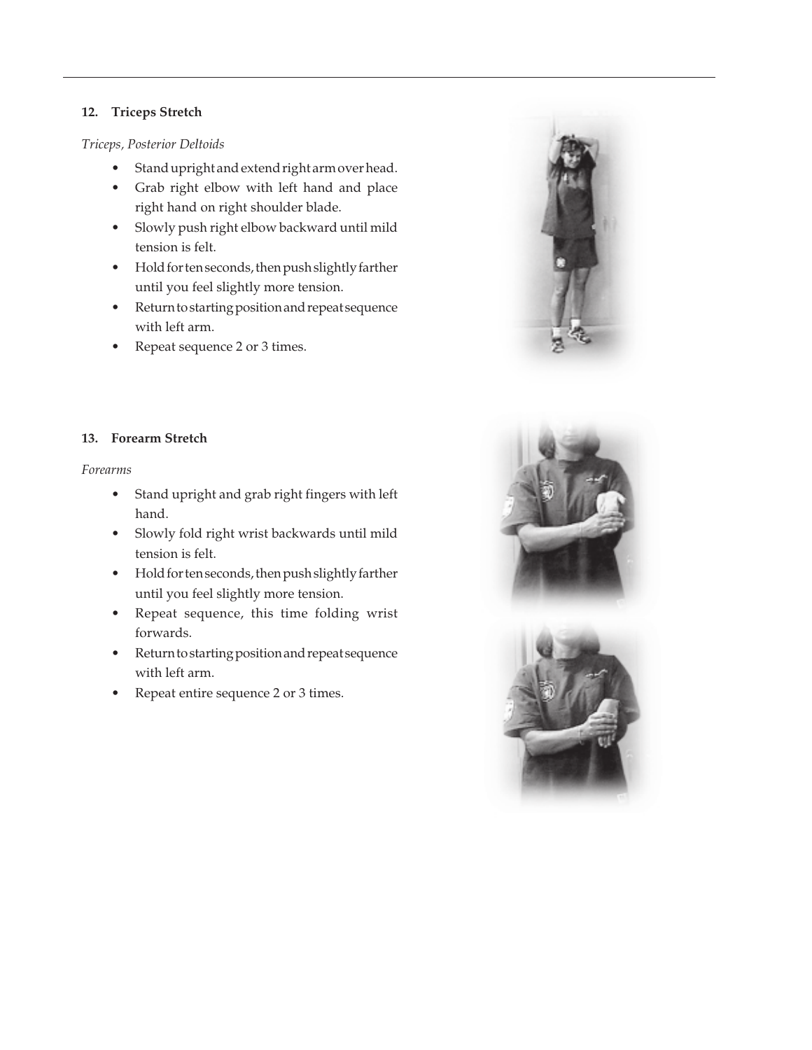### 12. Triceps Stretch

*Triceps, Posterior Deltoids*

- Stand upright and extend right arm over head.
- Grab right elbow with left hand and place right hand on right shoulder blade.
- Slowly push right elbow backward until mild tension is felt.
- Hold for ten seconds, then push slightly farther until you feel slightly more tension.
- Return to starting position and repeat sequence with left arm.
- Repeat sequence 2 or 3 times.

### 13. Forearm Stretch

*Forearms*

- Stand upright and grab right fingers with left hand.
- Slowly fold right wrist backwards until mild tension is felt.
- Hold for ten seconds, then push slightly farther until you feel slightly more tension.
- Repeat sequence, this time folding wrist forwards.
- Return to starting position and repeat sequence with left arm.
- Repeat entire sequence 2 or 3 times.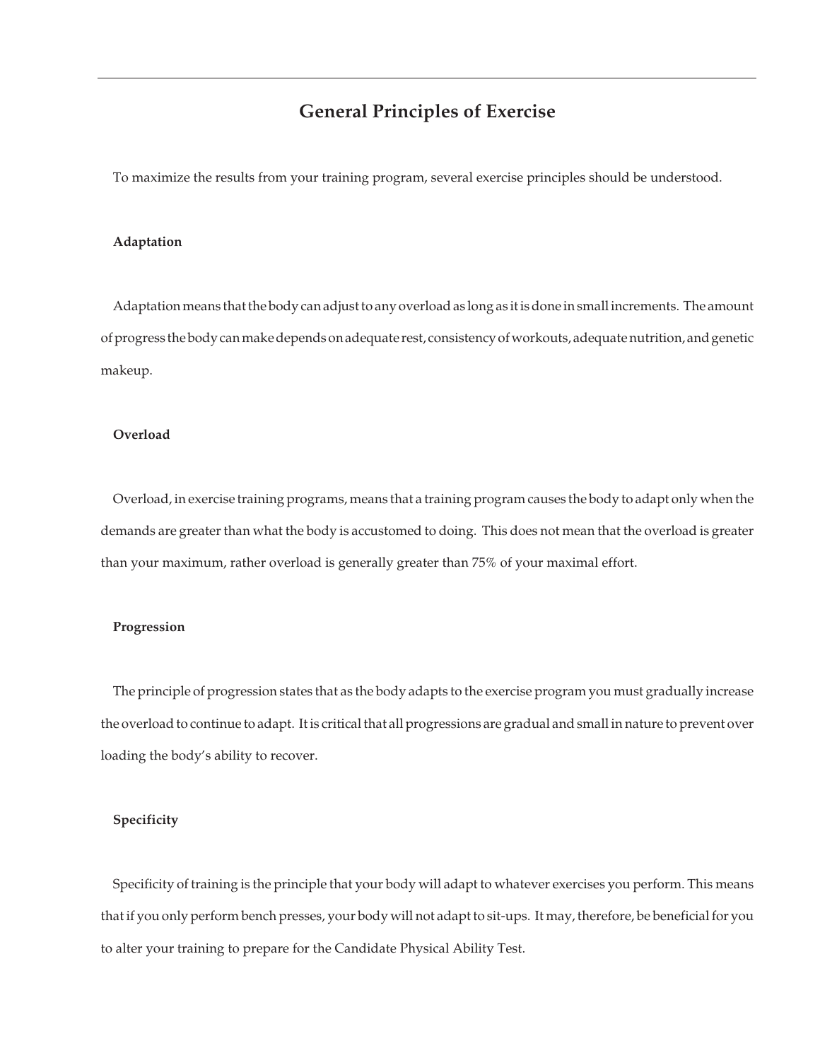## General Principles of Exercise

To maximize the results from your training program, several exercise principles should be understood.

### Adaptation

Adaptation means that the body can adjust to any overload as long as it is done in small increments. The amount of progress the body can make depends on adequate rest, consistency of workouts, adequate nutrition, and genetic makeup.

### Overload

Overload, in exercise training programs, means that a training program causes the body to adapt only when the demands are greater than what the body is accustomed to doing. This does not mean that the overload is greater than your maximum, rather overload is generally greater than 75% of your maximal effort.

### Progression

The principle of progression states that as the body adapts to the exercise program you must gradually increase the overload to continue to adapt. It is critical that all progressions are gradual and small in nature to prevent over loading the body's ability to recover.

### Specificity

Specificity of training is the principle that your body will adapt to whatever exercises you perform. This means that if you only perform bench presses, your body will not adapt to sit-ups. It may, therefore, be beneficial for you to alter your training to prepare for the Candidate Physical Ability Test.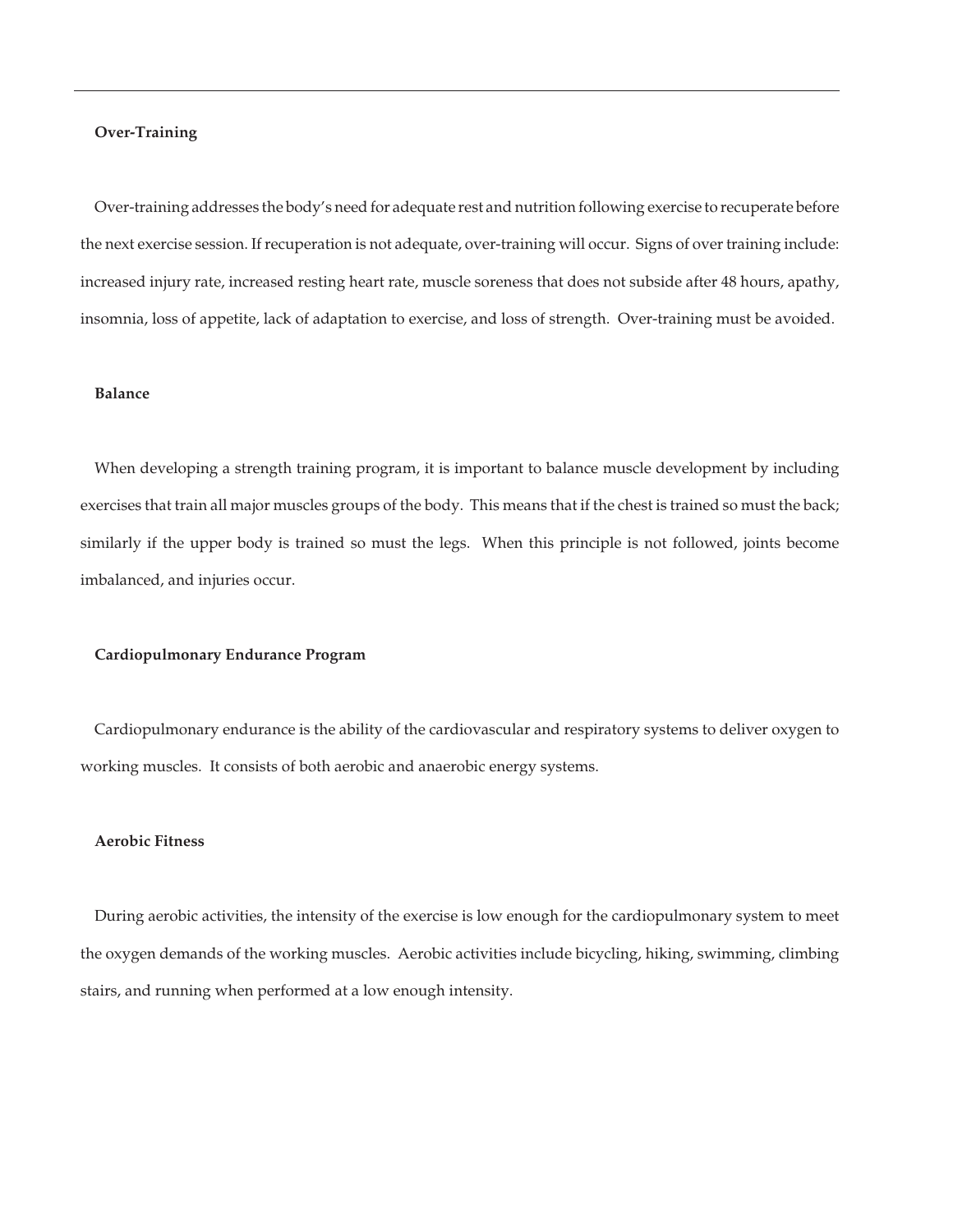**Over-Training**

Over-training addresses the body's need for adequate rest and nutrition following exercise to recuperate before the next exercise session. If recuperation is not adequate, over-training will occur. Signs of over training include: increased injury rate, increased resting heart rate, muscle soreness that does not subside after 48 hours, apathy, insomnia, loss of appetite, lack of adaptation to exercise, and loss of strength. Over-training must be avoided.

**Balance**

When developing a strength training program, it is important to balance muscle development by including exercises that train all major muscles groups of the body. This means that if the chest is trained so must the back; similarly if the upper body is trained so must the legs. When this principle is not followed, joints become imbalanced, and injuries occur.

**Cardiopulmonary Endurance Program**

Cardiopulmonary endurance is the ability of the cardiovascular and respiratory systems to deliver oxygen to working muscles. It consists of both aerobic and anaerobic energy systems.

**Aerobic Fitness**

During aerobic activities, the intensity of the exercise is low enough for the cardiopulmonary system to meet the oxygen demands of the working muscles. Aerobic activities include bicycling, hiking, swimming, climbing stairs, and running when performed at a low enough intensity.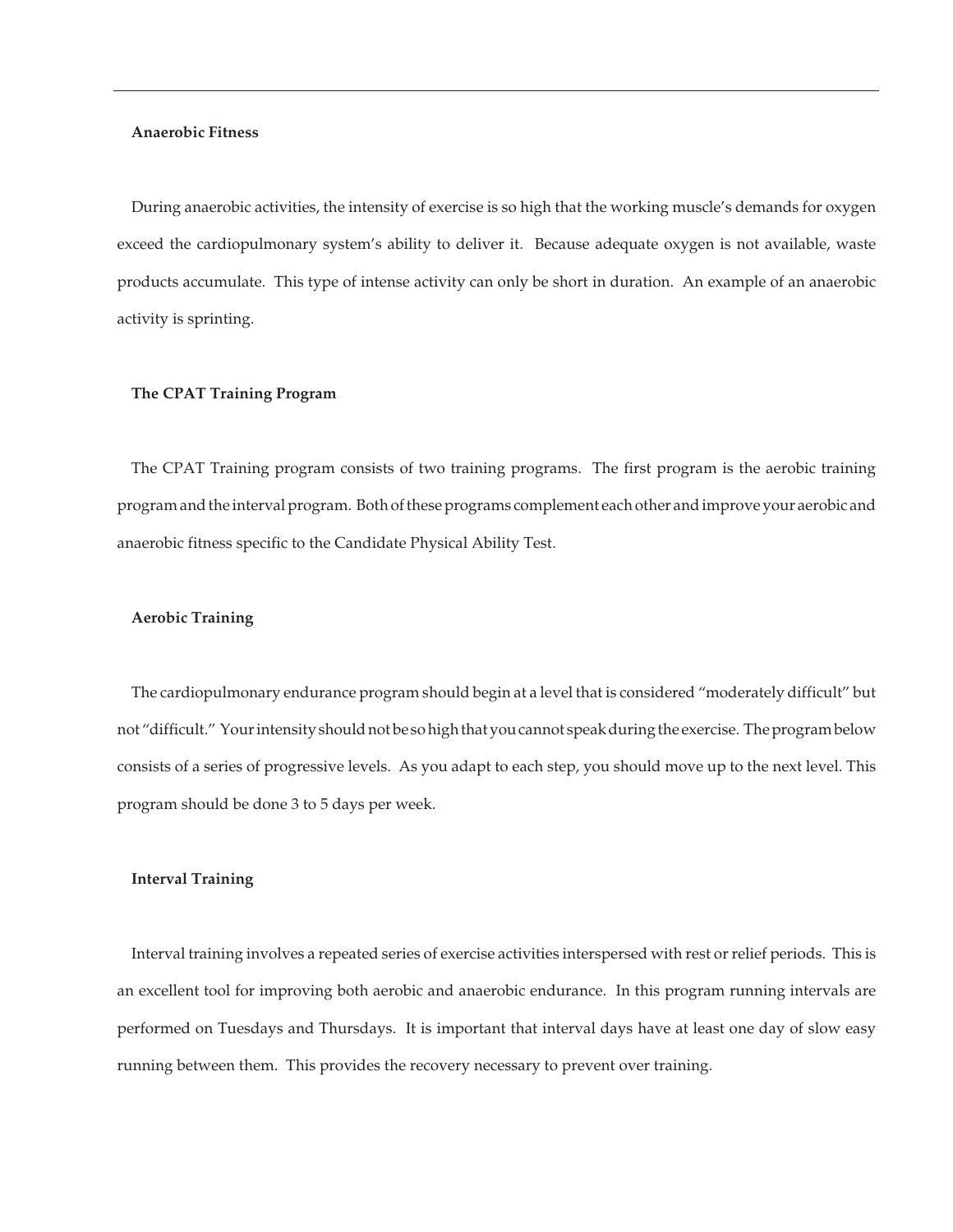### Anaerobic Fitness

During anaerobic activities, the intensity of exercise is so high that the working muscle's demands for oxygen exceed the cardiopulmonary system's ability to deliver it. Because adequate oxygen is not available, waste products accumulate. This type of intense activity can only be short in duration. An example of an anaerobic activity is sprinting.

### The CPAT Training Program

The CPAT Training program consists of two training programs. The first program is the aerobic training program and the interval program. Both of these programs complement each other and improve your aerobic and anaerobic fitness specific to the Candidate Physical Ability Test.

### Aerobic Training

The cardiopulmonary endurance program should begin at a level that is considered "moderately difficult" but not "difficult." Your intensity should not be so high that you cannot speak during the exercise. The program below consists of a series of progressive levels. As you adapt to each step, you should move up to the next level. This program should be done 3 to 5 days per week.

### Interval Training

Interval training involves a repeated series of exercise activities interspersed with rest or relief periods. This is an excellent tool for improving both aerobic and anaerobic endurance. In this program running intervals are performed on Tuesdays and Thursdays. It is important that interval days have at least one day of slow easy running between them. This provides the recovery necessary to prevent over training.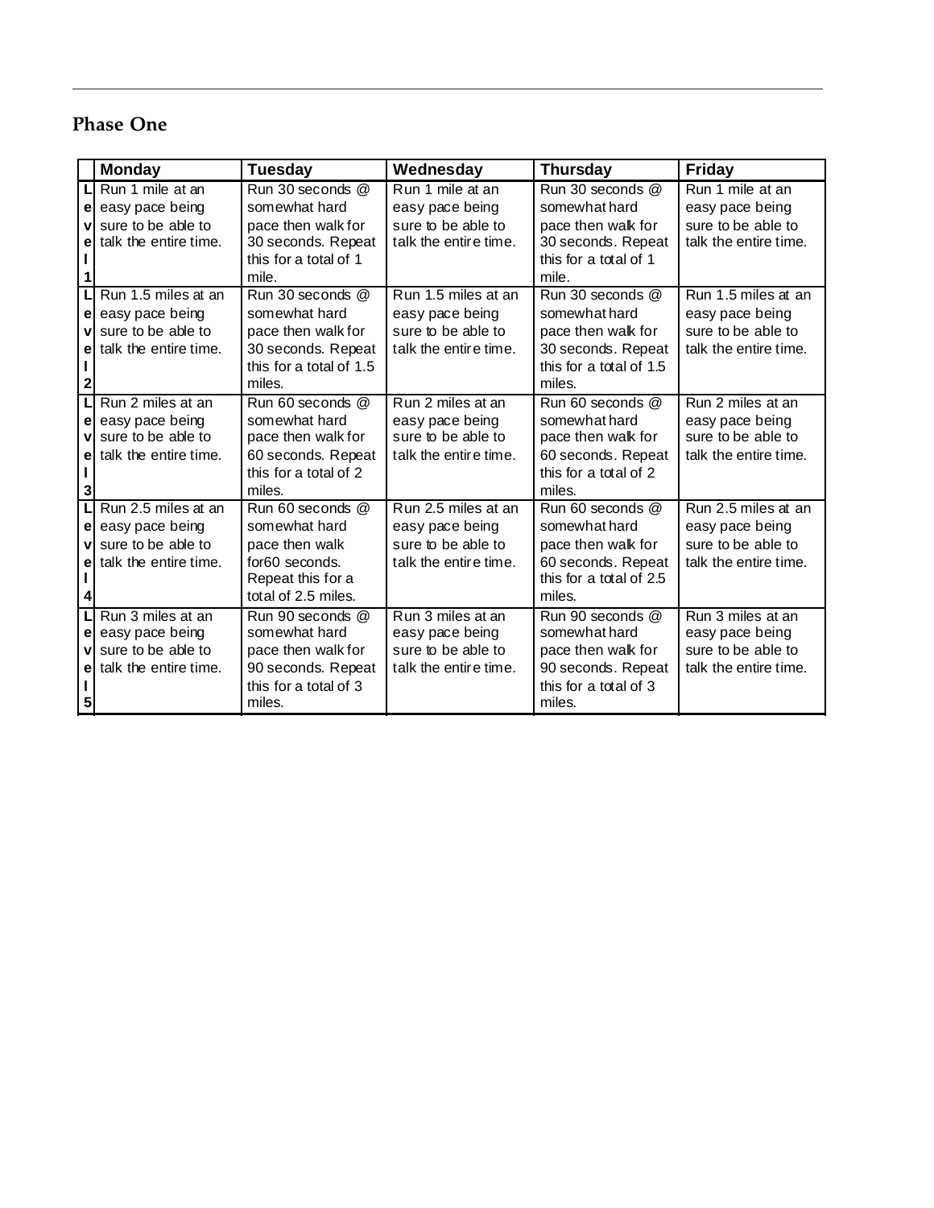## Phase One

| | Monday | Tuesday | Wednesday | Thursday | Friday |
|---|---|---|---|---|---|
| Level 1 | Run 1 mile at an easy pace being sure to be able to talk the entire time. | Run 30 seconds @ somewhat hard pace then walk for 30 seconds. Repeat this for a total of 1 mile. | Run 1 mile at an easy pace being sure to be able to talk the entire time. | Run 30 seconds @ somewhat hard pace then walk for 30 seconds. Repeat this for a total of 1 mile. | Run 1 mile at an easy pace being sure to be able to talk the entire time. |
| Level 2 | Run 1.5 miles at an easy pace being sure to be able to talk the entire time. | Run 30 seconds @ somewhat hard pace then walk for 30 seconds. Repeat this for a total of 1.5 miles. | Run 1.5 miles at an easy pace being sure to be able to talk the entire time. | Run 30 seconds @ somewhat hard pace then walk for 30 seconds. Repeat this for a total of 1.5 miles. | Run 1.5 miles at an easy pace being sure to be able to talk the entire time. |
| Level 3 | Run 2 miles at an easy pace being sure to be able to talk the entire time. | Run 60 seconds @ somewhat hard pace then walk for 60 seconds. Repeat this for a total of 2 miles. | Run 2 miles at an easy pace being sure to be able to talk the entire time. | Run 60 seconds @ somewhat hard pace then walk for 60 seconds. Repeat this for a total of 2 miles. | Run 2 miles at an easy pace being sure to be able to talk the entire time. |
| Level 4 | Run 2.5 miles at an easy pace being sure to be able to talk the entire time. | Run 60 seconds @ somewhat hard pace then walk for60 seconds. Repeat this for a total of 2.5 miles. | Run 2.5 miles at an easy pace being sure to be able to talk the entire time. | Run 60 seconds @ somewhat hard pace then walk for 60 seconds. Repeat this for a total of 2.5 miles. | Run 2.5 miles at an easy pace being sure to be able to talk the entire time. |
| Level 5 | Run 3 miles at an easy pace being sure to be able to talk the entire time. | Run 90 seconds @ somewhat hard pace then walk for 90 seconds. Repeat this for a total of 3 miles. | Run 3 miles at an easy pace being sure to be able to talk the entire time. | Run 90 seconds @ somewhat hard pace then walk for 90 seconds. Repeat this for a total of 3 miles. | Run 3 miles at an easy pace being sure to be able to talk the entire time. |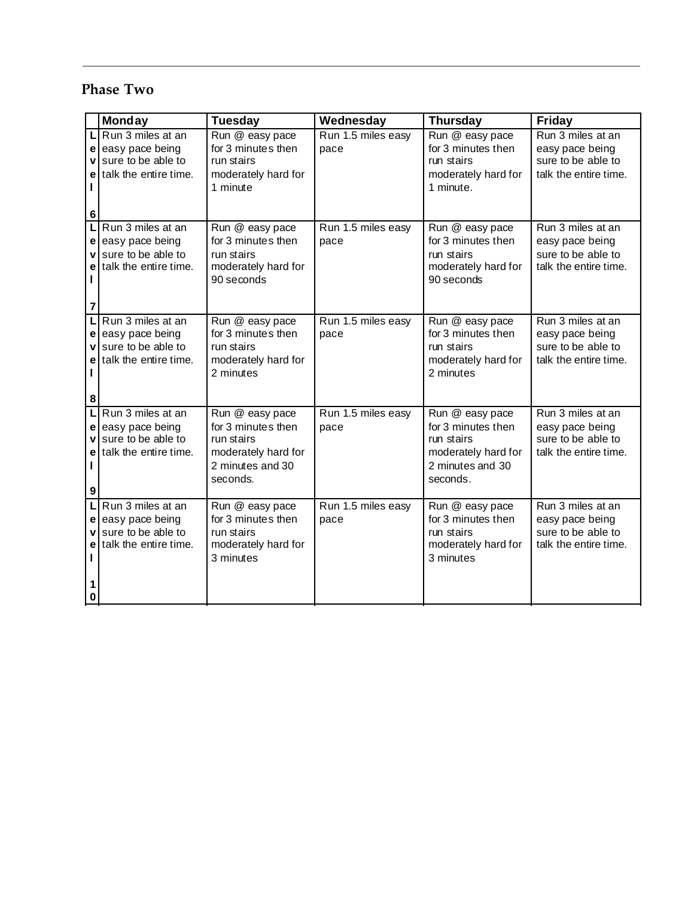## Phase Two

| | Monday | Tuesday | Wednesday | Thursday | Friday |
|---|---|---|---|---|---|
| Level 6 | Run 3 miles at an easy pace being sure to be able to talk the entire time. | Run @ easy pace for 3 minutes then run stairs moderately hard for 1 minute | Run 1.5 miles easy pace | Run @ easy pace for 3 minutes then run stairs moderately hard for 1 minute. | Run 3 miles at an easy pace being sure to be able to talk the entire time. |
| Level 7 | Run 3 miles at an easy pace being sure to be able to talk the entire time. | Run @ easy pace for 3 minutes then run stairs moderately hard for 90 seconds | Run 1.5 miles easy pace | Run @ easy pace for 3 minutes then run stairs moderately hard for 90 seconds | Run 3 miles at an easy pace being sure to be able to talk the entire time. |
| Level 8 | Run 3 miles at an easy pace being sure to be able to talk the entire time. | Run @ easy pace for 3 minutes then run stairs moderately hard for 2 minutes | Run 1.5 miles easy pace | Run @ easy pace for 3 minutes then run stairs moderately hard for 2 minutes | Run 3 miles at an easy pace being sure to be able to talk the entire time. |
| Level 9 | Run 3 miles at an easy pace being sure to be able to talk the entire time. | Run @ easy pace for 3 minutes then run stairs moderately hard for 2 minutes and 30 seconds. | Run 1.5 miles easy pace | Run @ easy pace for 3 minutes then run stairs moderately hard for 2 minutes and 30 seconds. | Run 3 miles at an easy pace being sure to be able to talk the entire time. |
| Level 10 | Run 3 miles at an easy pace being sure to be able to talk the entire time. | Run @ easy pace for 3 minutes then run stairs moderately hard for 3 minutes | Run 1.5 miles easy pace | Run @ easy pace for 3 minutes then run stairs moderately hard for 3 minutes | Run 3 miles at an easy pace being sure to be able to talk the entire time. |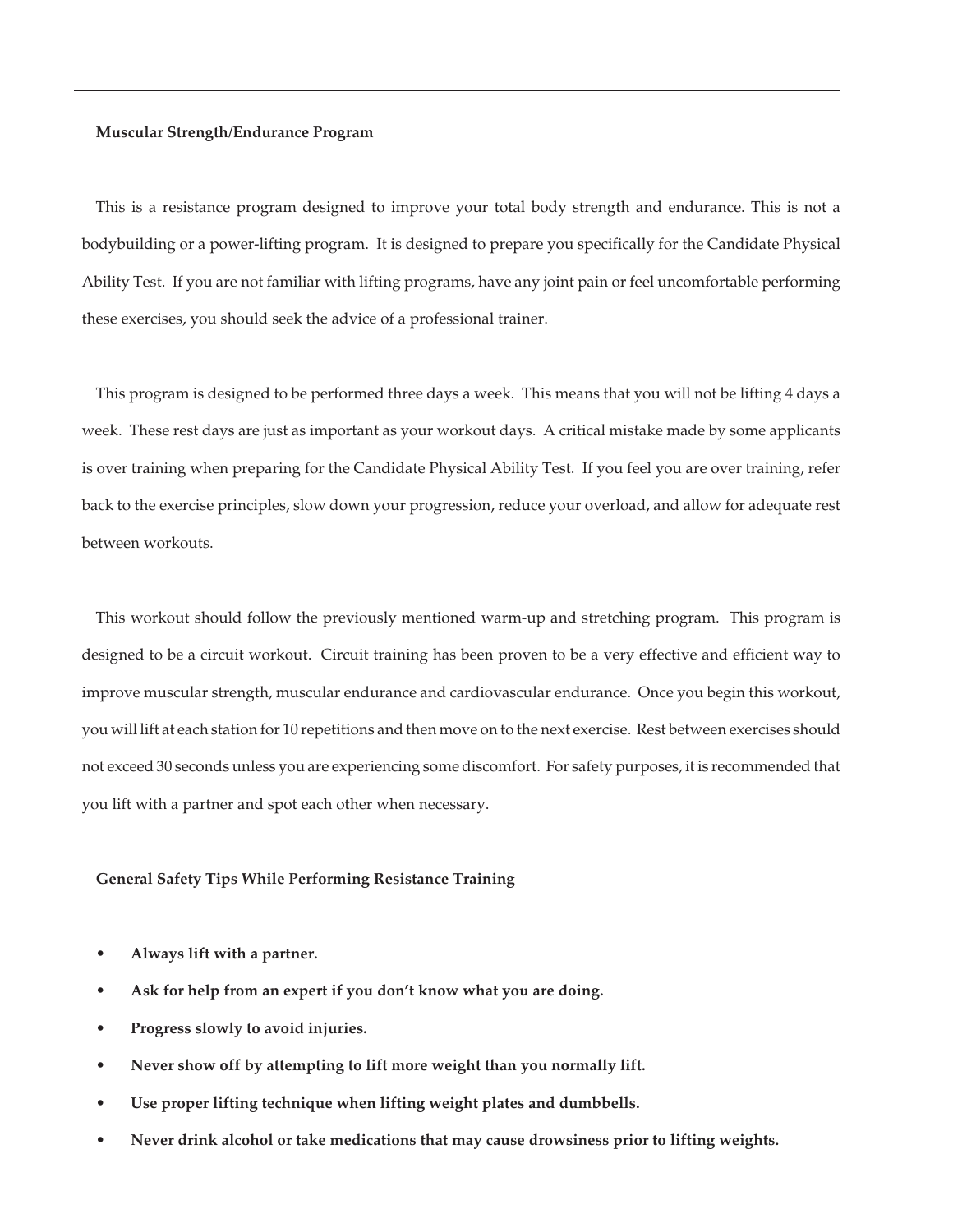## Muscular Strength/Endurance Program

This is a resistance program designed to improve your total body strength and endurance. This is not a bodybuilding or a power-lifting program. It is designed to prepare you specifically for the Candidate Physical Ability Test. If you are not familiar with lifting programs, have any joint pain or feel uncomfortable performing these exercises, you should seek the advice of a professional trainer.

This program is designed to be performed three days a week. This means that you will not be lifting 4 days a week. These rest days are just as important as your workout days. A critical mistake made by some applicants is over training when preparing for the Candidate Physical Ability Test. If you feel you are over training, refer back to the exercise principles, slow down your progression, reduce your overload, and allow for adequate rest between workouts.

This workout should follow the previously mentioned warm-up and stretching program. This program is designed to be a circuit workout. Circuit training has been proven to be a very effective and efficient way to improve muscular strength, muscular endurance and cardiovascular endurance. Once you begin this workout, you will lift at each station for 10 repetitions and then move on to the next exercise. Rest between exercises should not exceed 30 seconds unless you are experiencing some discomfort. For safety purposes, it is recommended that you lift with a partner and spot each other when necessary.

## General Safety Tips While Performing Resistance Training

- **Always lift with a partner.**
- **Ask for help from an expert if you don't know what you are doing.**
- **Progress slowly to avoid injuries.**
- **Never show off by attempting to lift more weight than you normally lift.**
- **Use proper lifting technique when lifting weight plates and dumbbells.**
- **Never drink alcohol or take medications that may cause drowsiness prior to lifting weights.**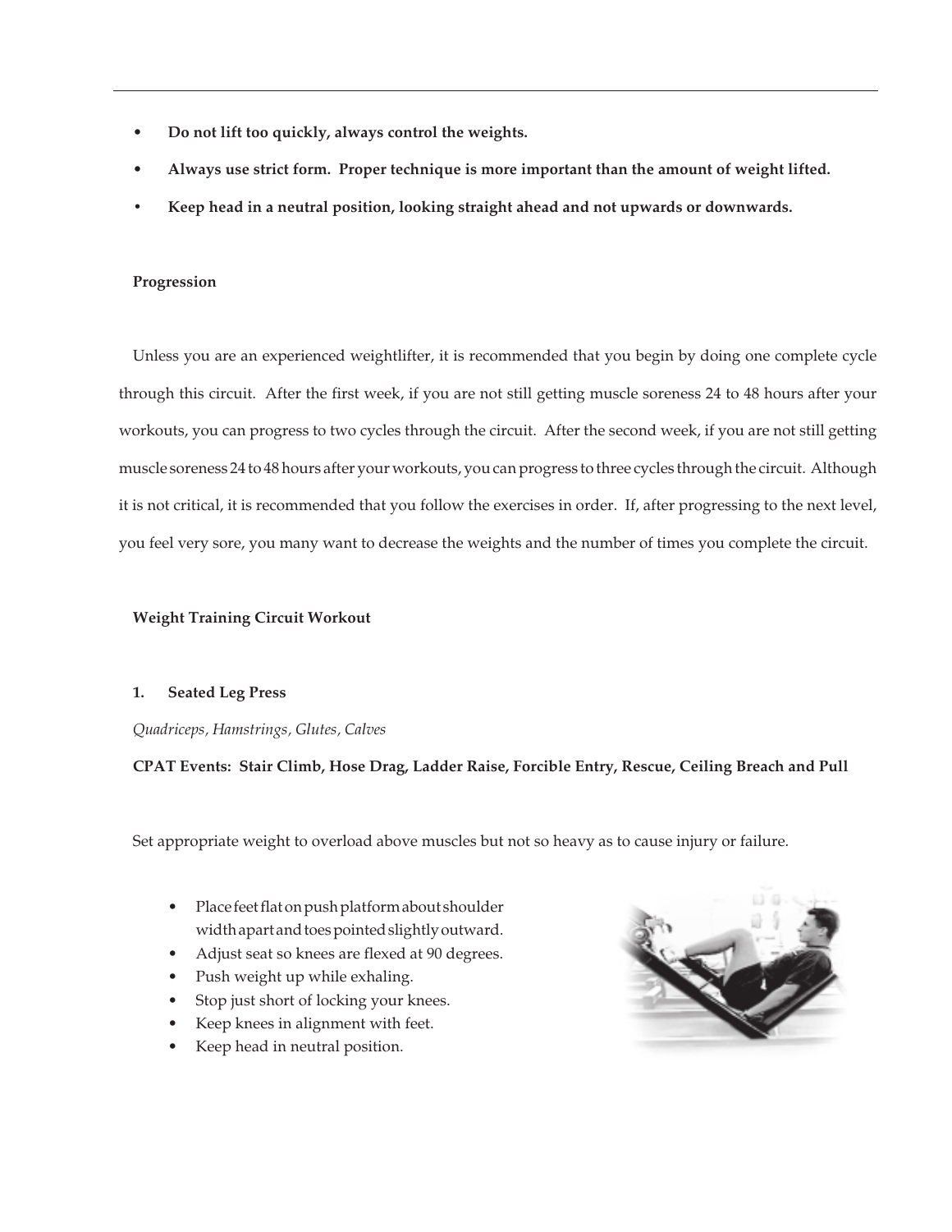- **Do not lift too quickly, always control the weights.**
- **Always use strict form. Proper technique is more important than the amount of weight lifted.**
- **Keep head in a neutral position, looking straight ahead and not upwards or downwards.**

**Progression**

Unless you are an experienced weightlifter, it is recommended that you begin by doing one complete cycle through this circuit. After the first week, if you are not still getting muscle soreness 24 to 48 hours after your workouts, you can progress to two cycles through the circuit. After the second week, if you are not still getting muscle soreness 24 to 48 hours after your workouts, you can progress to three cycles through the circuit. Although it is not critical, it is recommended that you follow the exercises in order. If, after progressing to the next level, you feel very sore, you many want to decrease the weights and the number of times you complete the circuit.

**Weight Training Circuit Workout**

**1. Seated Leg Press**

*Quadriceps, Hamstrings, Glutes, Calves*

**CPAT Events: Stair Climb, Hose Drag, Ladder Raise, Forcible Entry, Rescue, Ceiling Breach and Pull**

Set appropriate weight to overload above muscles but not so heavy as to cause injury or failure.

- Place feet flat on push platform about shoulder width apart and toes pointed slightly outward.
- Adjust seat so knees are flexed at 90 degrees.
- Push weight up while exhaling.
- Stop just short of locking your knees.
- Keep knees in alignment with feet.
- Keep head in neutral position.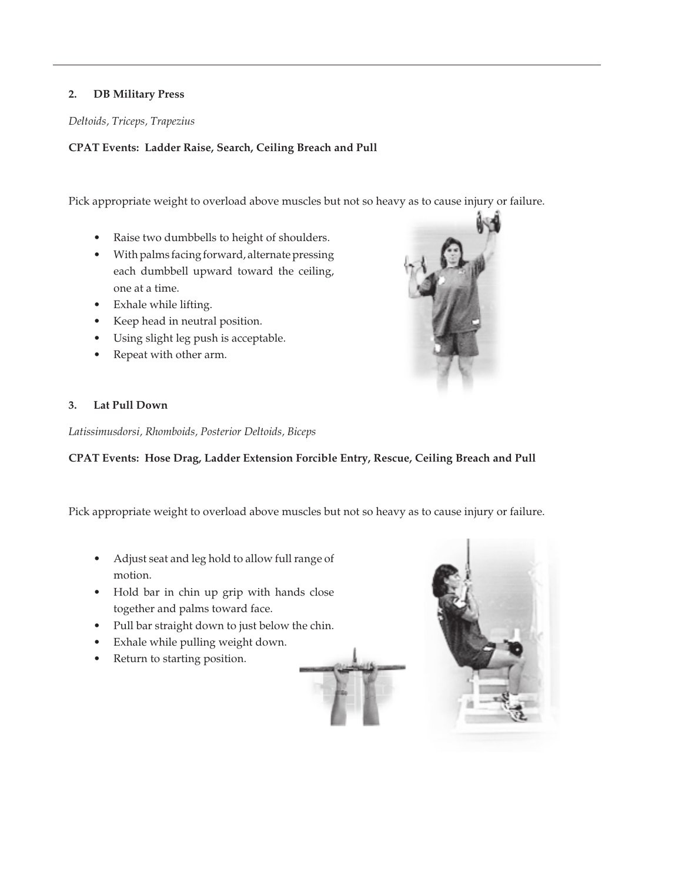**2. DB Military Press**

*Deltoids, Triceps, Trapezius*

**CPAT Events: Ladder Raise, Search, Ceiling Breach and Pull**

Pick appropriate weight to overload above muscles but not so heavy as to cause injury or failure.

- Raise two dumbbells to height of shoulders.
- With palms facing forward, alternate pressing each dumbbell upward toward the ceiling, one at a time.
- Exhale while lifting.
- Keep head in neutral position.
- Using slight leg push is acceptable.
- Repeat with other arm.

**3. Lat Pull Down**

*Latissimusdorsi, Rhomboids, Posterior Deltoids, Biceps*

**CPAT Events: Hose Drag, Ladder Extension Forcible Entry, Rescue, Ceiling Breach and Pull**

Pick appropriate weight to overload above muscles but not so heavy as to cause injury or failure.

- Adjust seat and leg hold to allow full range of motion.
- Hold bar in chin up grip with hands close together and palms toward face.
- Pull bar straight down to just below the chin.
- Exhale while pulling weight down.
- Return to starting position.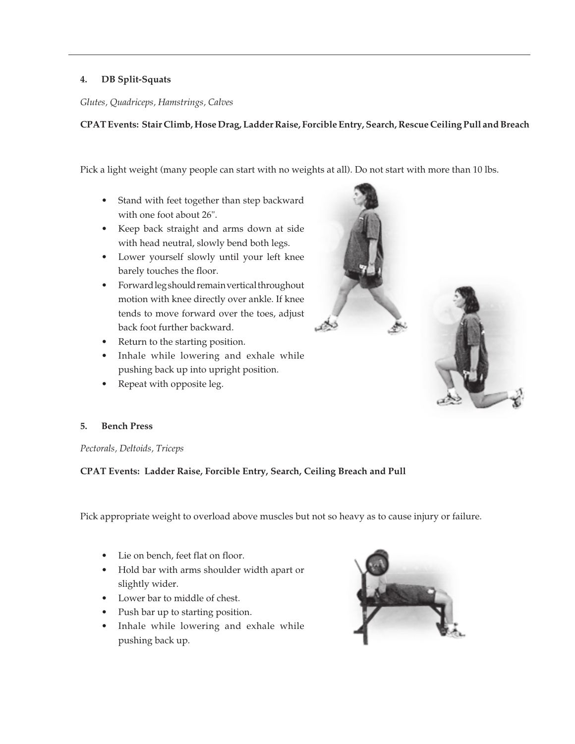### 4. DB Split-Squats

*Glutes, Quadriceps, Hamstrings, Calves*

**CPAT Events: Stair Climb, Hose Drag, Ladder Raise, Forcible Entry, Search, Rescue Ceiling Pull and Breach**

Pick a light weight (many people can start with no weights at all). Do not start with more than 10 lbs.

- Stand with feet together than step backward with one foot about 26".
- Keep back straight and arms down at side with head neutral, slowly bend both legs.
- Lower yourself slowly until your left knee barely touches the floor.
- Forward leg should remain vertical throughout motion with knee directly over ankle. If knee tends to move forward over the toes, adjust back foot further backward.
- Return to the starting position.
- Inhale while lowering and exhale while pushing back up into upright position.
- Repeat with opposite leg.

### 5. Bench Press

*Pectorals, Deltoids, Triceps*

**CPAT Events: Ladder Raise, Forcible Entry, Search, Ceiling Breach and Pull**

Pick appropriate weight to overload above muscles but not so heavy as to cause injury or failure.

- Lie on bench, feet flat on floor.
- Hold bar with arms shoulder width apart or slightly wider.
- Lower bar to middle of chest.
- Push bar up to starting position.
- Inhale while lowering and exhale while pushing back up.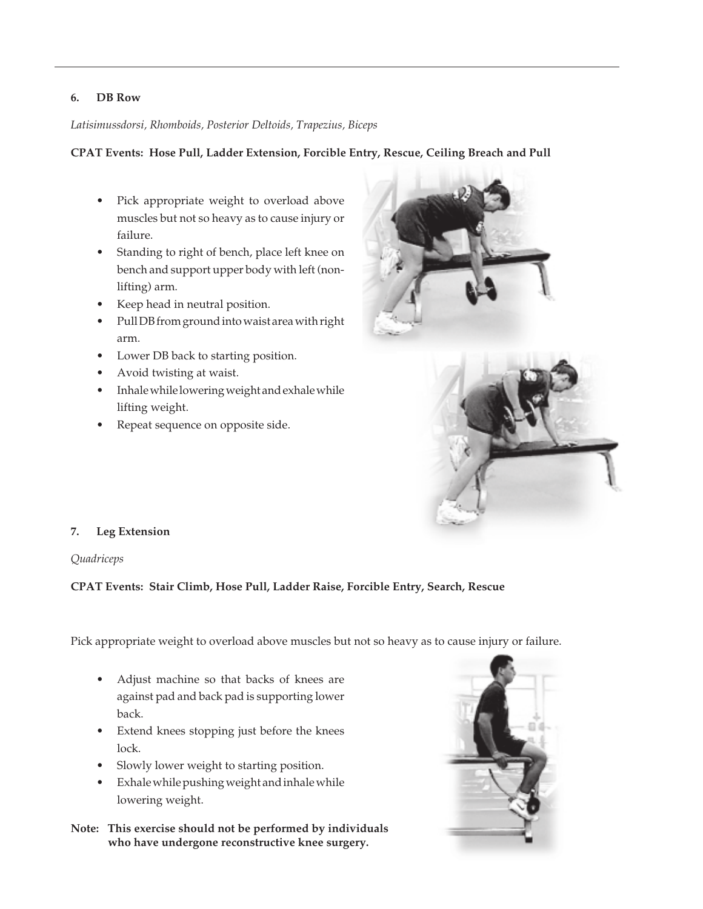### 6. DB Row

*Latisimussdorsi, Rhomboids, Posterior Deltoids, Trapezius, Biceps*

**CPAT Events: Hose Pull, Ladder Extension, Forcible Entry, Rescue, Ceiling Breach and Pull**

- Pick appropriate weight to overload above muscles but not so heavy as to cause injury or failure.
- Standing to right of bench, place left knee on bench and support upper body with left (non-lifting) arm.
- Keep head in neutral position.
- Pull DB from ground into waist area with right arm.
- Lower DB back to starting position.
- Avoid twisting at waist.
- Inhale while lowering weight and exhale while lifting weight.
- Repeat sequence on opposite side.

### 7. Leg Extension

*Quadriceps*

**CPAT Events: Stair Climb, Hose Pull, Ladder Raise, Forcible Entry, Search, Rescue**

Pick appropriate weight to overload above muscles but not so heavy as to cause injury or failure.

- Adjust machine so that backs of knees are against pad and back pad is supporting lower back.
- Extend knees stopping just before the knees lock.
- Slowly lower weight to starting position.
- Exhale while pushing weight and inhale while lowering weight.

**Note: This exercise should not be performed by individuals who have undergone reconstructive knee surgery.**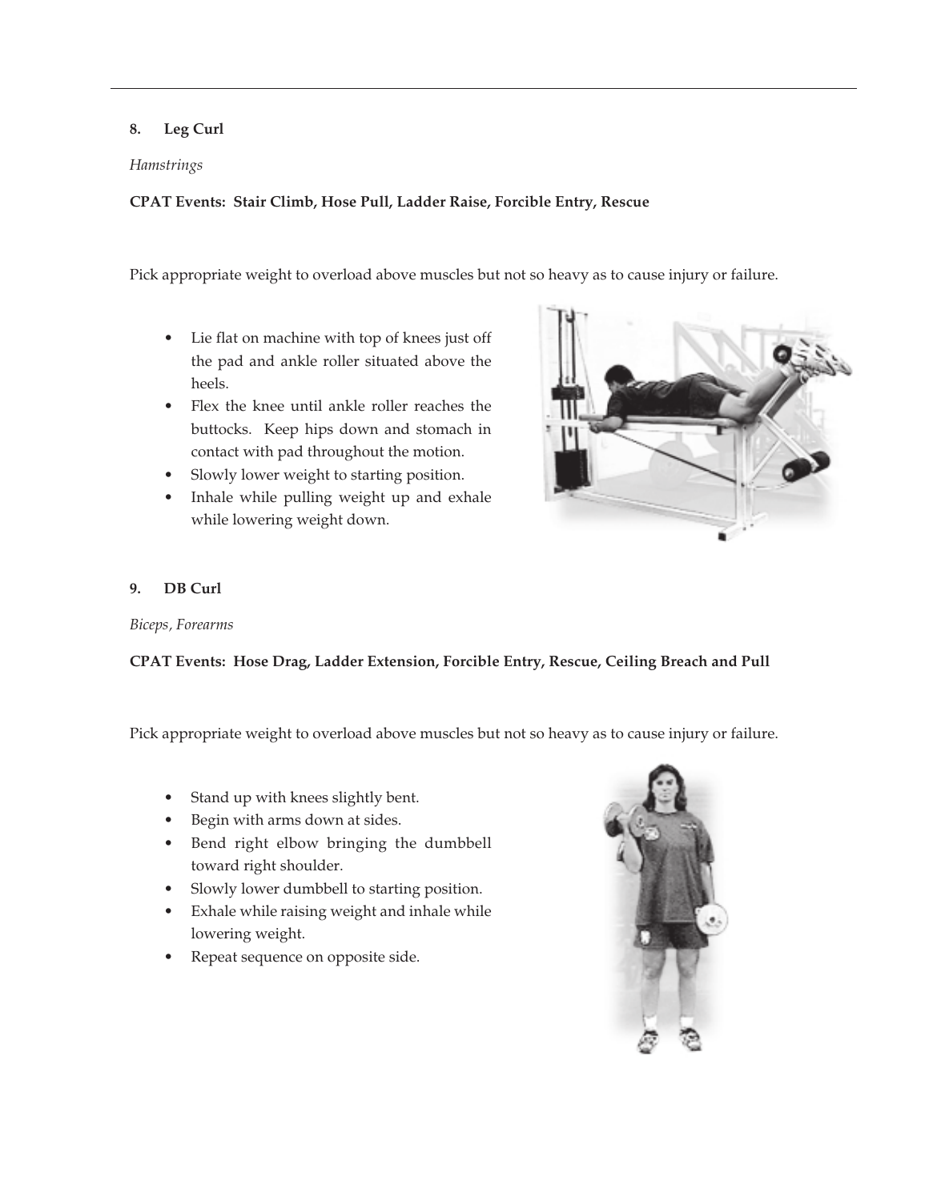### 8. Leg Curl

*Hamstrings*

**CPAT Events: Stair Climb, Hose Pull, Ladder Raise, Forcible Entry, Rescue**

Pick appropriate weight to overload above muscles but not so heavy as to cause injury or failure.

- Lie flat on machine with top of knees just off the pad and ankle roller situated above the heels.
- Flex the knee until ankle roller reaches the buttocks. Keep hips down and stomach in contact with pad throughout the motion.
- Slowly lower weight to starting position.
- Inhale while pulling weight up and exhale while lowering weight down.

### 9. DB Curl

*Biceps, Forearms*

**CPAT Events: Hose Drag, Ladder Extension, Forcible Entry, Rescue, Ceiling Breach and Pull**

Pick appropriate weight to overload above muscles but not so heavy as to cause injury or failure.

- Stand up with knees slightly bent.
- Begin with arms down at sides.
- Bend right elbow bringing the dumbbell toward right shoulder.
- Slowly lower dumbbell to starting position.
- Exhale while raising weight and inhale while lowering weight.
- Repeat sequence on opposite side.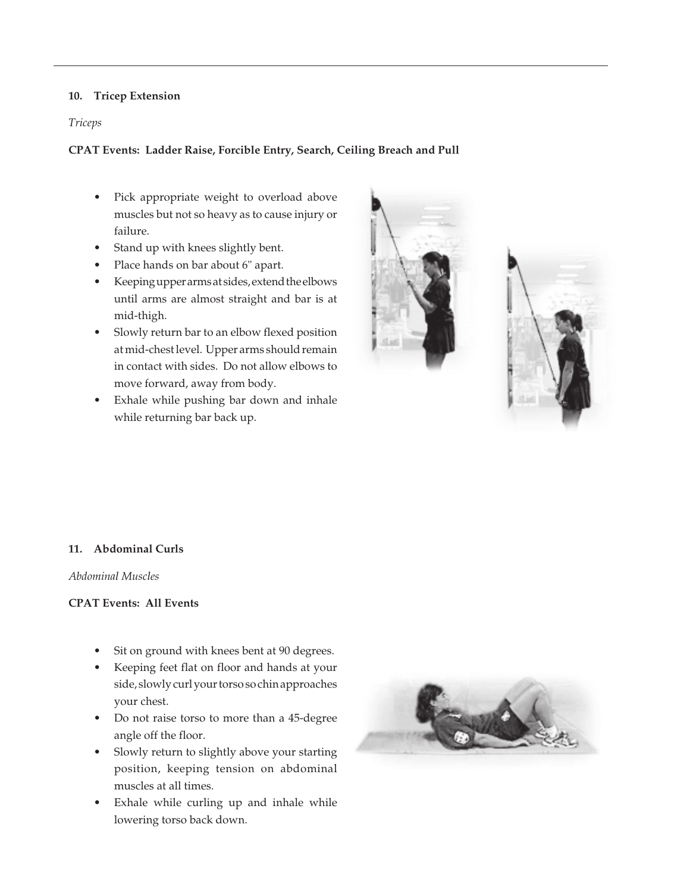### 10. Tricep Extension

*Triceps*

**CPAT Events: Ladder Raise, Forcible Entry, Search, Ceiling Breach and Pull**

- Pick appropriate weight to overload above muscles but not so heavy as to cause injury or failure.
- Stand up with knees slightly bent.
- Place hands on bar about 6" apart.
- Keeping upper arms at sides, extend the elbows until arms are almost straight and bar is at mid-thigh.
- Slowly return bar to an elbow flexed position at mid-chest level. Upper arms should remain in contact with sides. Do not allow elbows to move forward, away from body.
- Exhale while pushing bar down and inhale while returning bar back up.

### 11. Abdominal Curls

*Abdominal Muscles*

**CPAT Events: All Events**

- Sit on ground with knees bent at 90 degrees.
- Keeping feet flat on floor and hands at your side, slowly curl your torso so chin approaches your chest.
- Do not raise torso to more than a 45-degree angle off the floor.
- Slowly return to slightly above your starting position, keeping tension on abdominal muscles at all times.
- Exhale while curling up and inhale while lowering torso back down.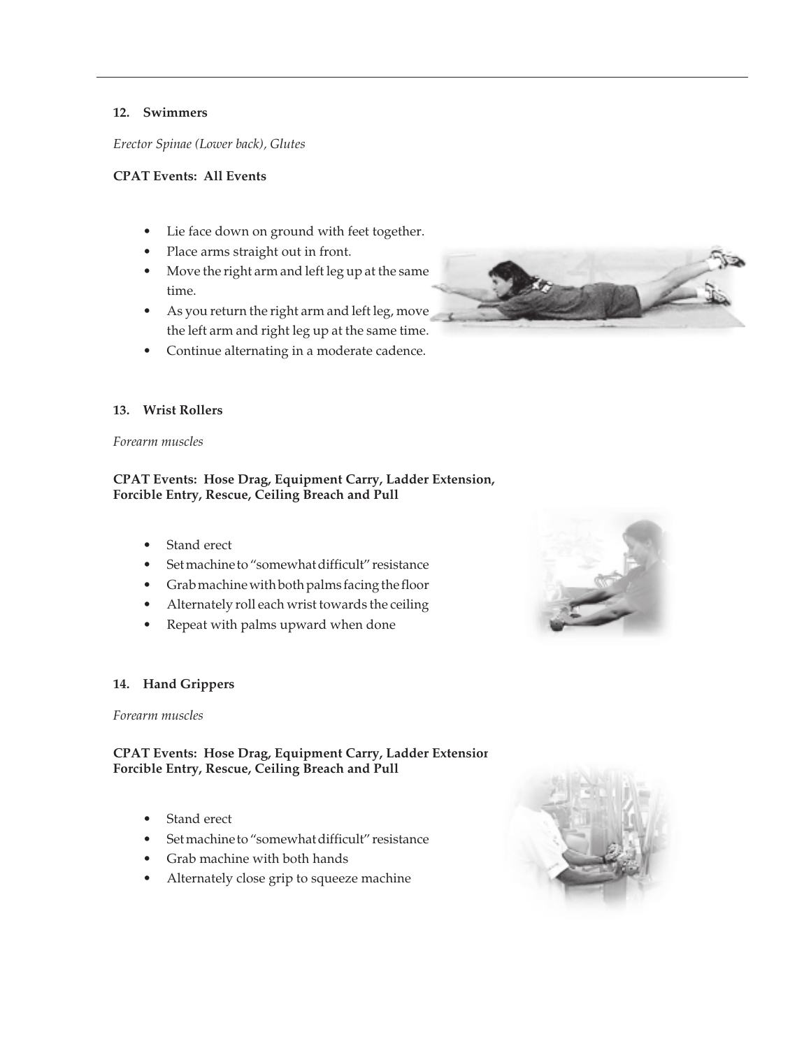### 12. Swimmers

*Erector Spinae (Lower back), Glutes*

**CPAT Events: All Events**

- Lie face down on ground with feet together.
- Place arms straight out in front.
- Move the right arm and left leg up at the same time.
- As you return the right arm and left leg, move the left arm and right leg up at the same time.
- Continue alternating in a moderate cadence.

### 13. Wrist Rollers

*Forearm muscles*

**CPAT Events: Hose Drag, Equipment Carry, Ladder Extension, Forcible Entry, Rescue, Ceiling Breach and Pull**

- Stand erect
- Set machine to "somewhat difficult" resistance
- Grab machine with both palms facing the floor
- Alternately roll each wrist towards the ceiling
- Repeat with palms upward when done

### 14. Hand Grippers

*Forearm muscles*

**CPAT Events: Hose Drag, Equipment Carry, Ladder Extension Forcible Entry, Rescue, Ceiling Breach and Pull**

- Stand erect
- Set machine to "somewhat difficult" resistance
- Grab machine with both hands
- Alternately close grip to squeeze machine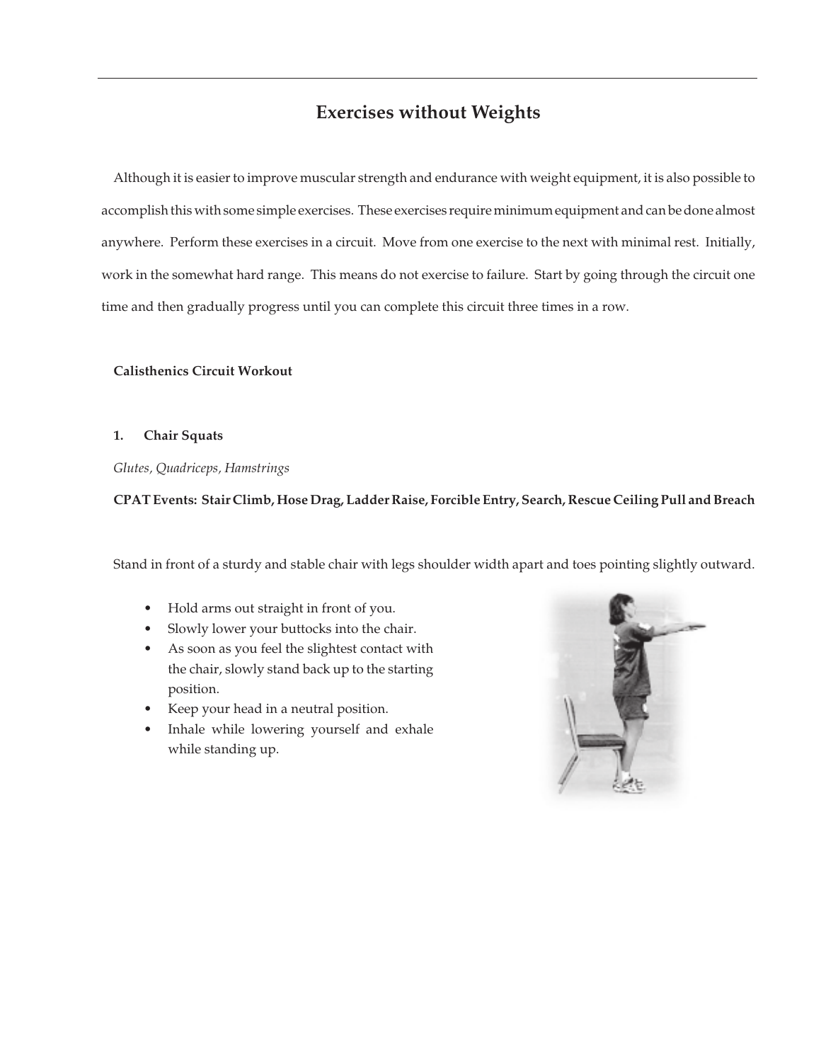# Exercises without Weights

Although it is easier to improve muscular strength and endurance with weight equipment, it is also possible to accomplish this with some simple exercises. These exercises require minimum equipment and can be done almost anywhere. Perform these exercises in a circuit. Move from one exercise to the next with minimal rest. Initially, work in the somewhat hard range. This means do not exercise to failure. Start by going through the circuit one time and then gradually progress until you can complete this circuit three times in a row.

**Calisthenics Circuit Workout**

**1. Chair Squats**

*Glutes, Quadriceps, Hamstrings*

**CPAT Events: Stair Climb, Hose Drag, Ladder Raise, Forcible Entry, Search, Rescue Ceiling Pull and Breach**

Stand in front of a sturdy and stable chair with legs shoulder width apart and toes pointing slightly outward.

- Hold arms out straight in front of you.
- Slowly lower your buttocks into the chair.
- As soon as you feel the slightest contact with the chair, slowly stand back up to the starting position.
- Keep your head in a neutral position.
- Inhale while lowering yourself and exhale while standing up.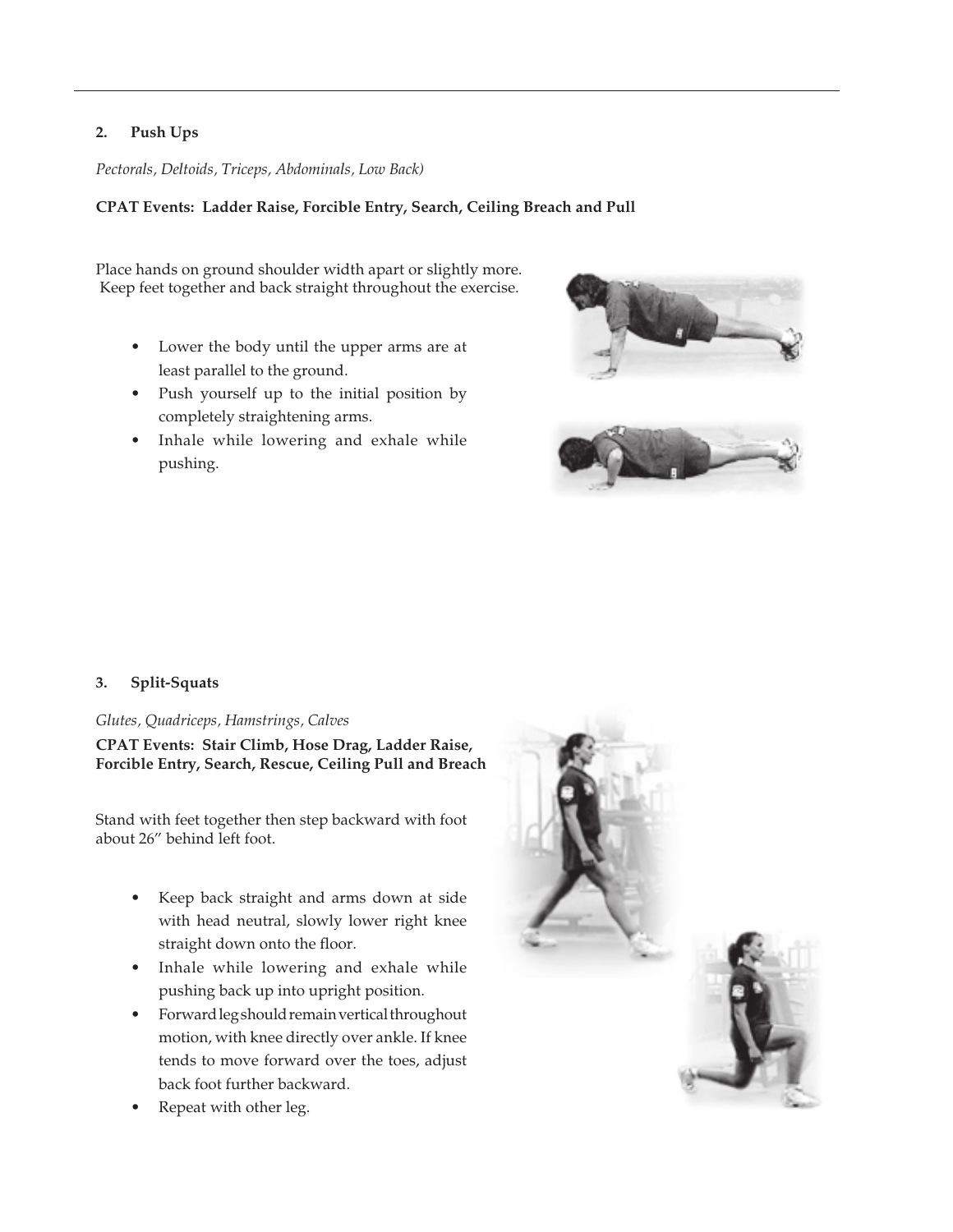### 2. Push Ups

*Pectorals, Deltoids, Triceps, Abdominals, Low Back)*

**CPAT Events: Ladder Raise, Forcible Entry, Search, Ceiling Breach and Pull**

Place hands on ground shoulder width apart or slightly more. Keep feet together and back straight throughout the exercise.

- Lower the body until the upper arms are at least parallel to the ground.
- Push yourself up to the initial position by completely straightening arms.
- Inhale while lowering and exhale while pushing.

### 3. Split-Squats

*Glutes, Quadriceps, Hamstrings, Calves*

**CPAT Events: Stair Climb, Hose Drag, Ladder Raise, Forcible Entry, Search, Rescue, Ceiling Pull and Breach**

Stand with feet together then step backward with foot about 26" behind left foot.

- Keep back straight and arms down at side with head neutral, slowly lower right knee straight down onto the floor.
- Inhale while lowering and exhale while pushing back up into upright position.
- Forward leg should remain vertical throughout motion, with knee directly over ankle. If knee tends to move forward over the toes, adjust back foot further backward.
- Repeat with other leg.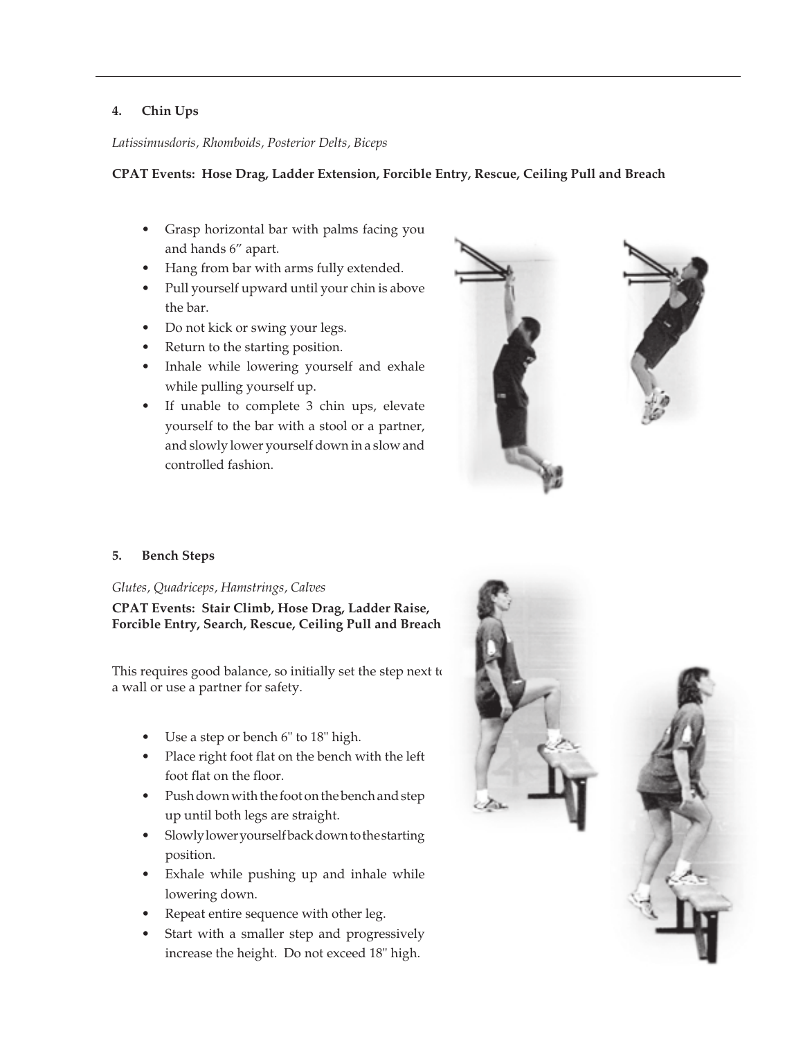### 4. Chin Ups

*Latissimusdoris, Rhomboids, Posterior Delts, Biceps*

**CPAT Events: Hose Drag, Ladder Extension, Forcible Entry, Rescue, Ceiling Pull and Breach**

- Grasp horizontal bar with palms facing you and hands 6” apart.
- Hang from bar with arms fully extended.
- Pull yourself upward until your chin is above the bar.
- Do not kick or swing your legs.
- Return to the starting position.
- Inhale while lowering yourself and exhale while pulling yourself up.
- If unable to complete 3 chin ups, elevate yourself to the bar with a stool or a partner, and slowly lower yourself down in a slow and controlled fashion.

### 5. Bench Steps

*Glutes, Quadriceps, Hamstrings, Calves*

**CPAT Events: Stair Climb, Hose Drag, Ladder Raise, Forcible Entry, Search, Rescue, Ceiling Pull and Breach**

This requires good balance, so initially set the step next to a wall or use a partner for safety.

- Use a step or bench 6" to 18" high.
- Place right foot flat on the bench with the left foot flat on the floor.
- Push down with the foot on the bench and step up until both legs are straight.
- Slowly lower yourself back down to the starting position.
- Exhale while pushing up and inhale while lowering down.
- Repeat entire sequence with other leg.
- Start with a smaller step and progressively increase the height. Do not exceed 18" high.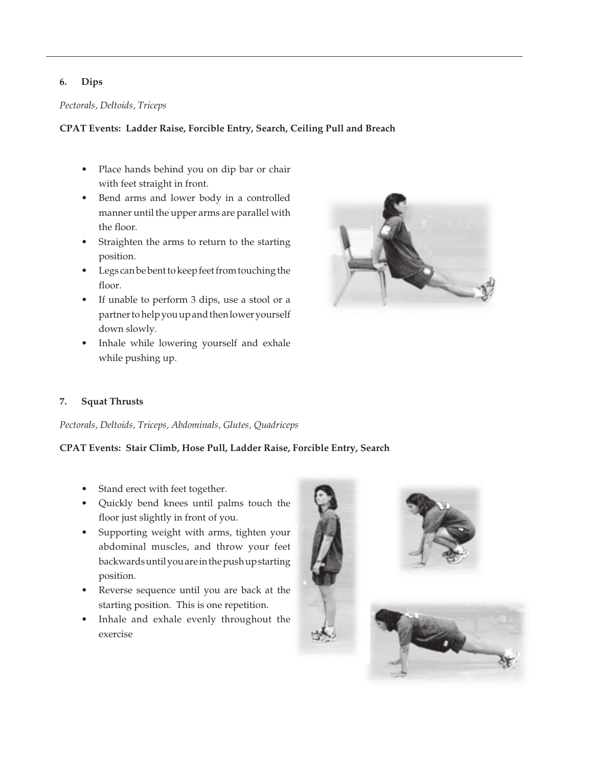### 6. Dips

*Pectorals, Deltoids, Triceps*

**CPAT Events: Ladder Raise, Forcible Entry, Search, Ceiling Pull and Breach**

- Place hands behind you on dip bar or chair with feet straight in front.
- Bend arms and lower body in a controlled manner until the upper arms are parallel with the floor.
- Straighten the arms to return to the starting position.
- Legs can be bent to keep feet from touching the floor.
- If unable to perform 3 dips, use a stool or a partner to help you up and then lower yourself down slowly.
- Inhale while lowering yourself and exhale while pushing up.

### 7. Squat Thrusts

*Pectorals, Deltoids, Triceps, Abdominals, Glutes, Quadriceps*

**CPAT Events: Stair Climb, Hose Pull, Ladder Raise, Forcible Entry, Search**

- Stand erect with feet together.
- Quickly bend knees until palms touch the floor just slightly in front of you.
- Supporting weight with arms, tighten your abdominal muscles, and throw your feet backwards until you are in the push up starting position.
- Reverse sequence until you are back at the starting position. This is one repetition.
- Inhale and exhale evenly throughout the exercise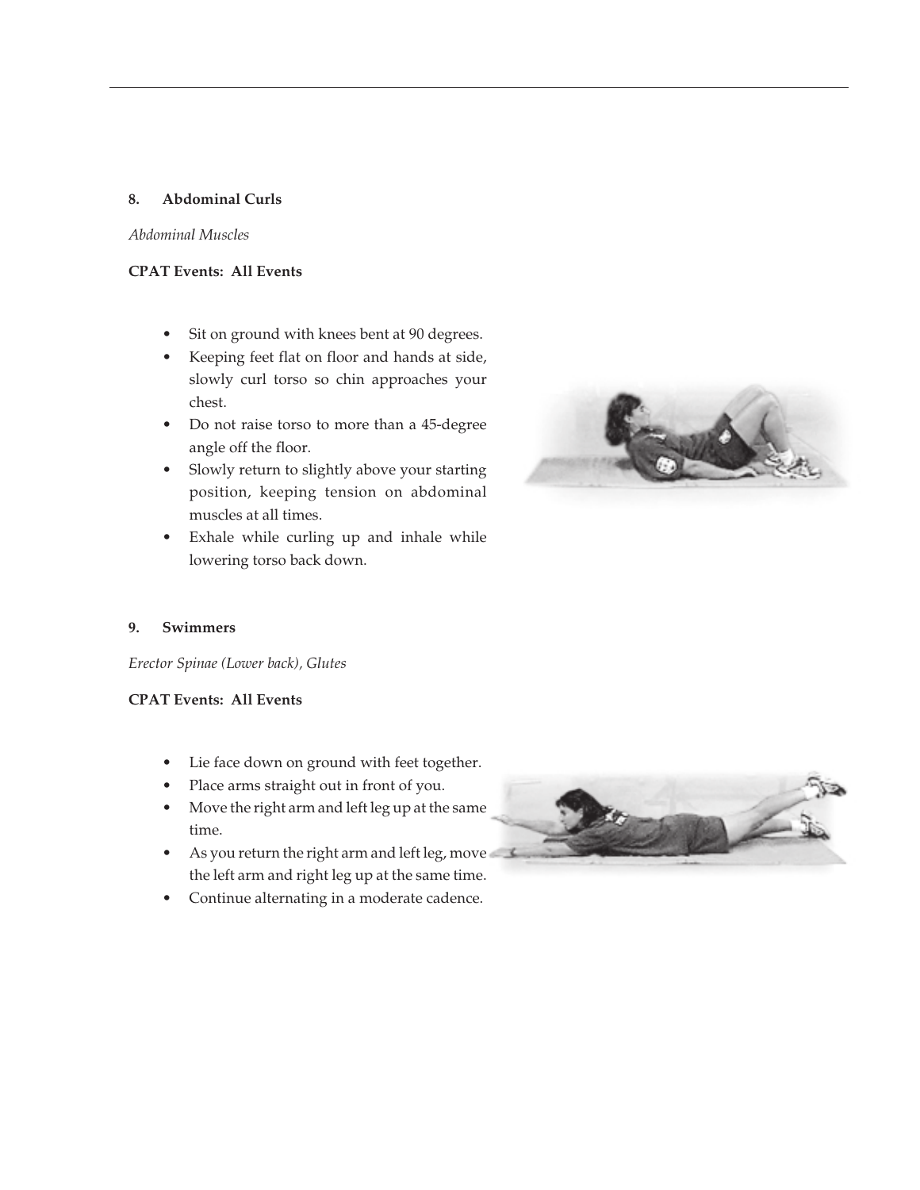### 8. Abdominal Curls

*Abdominal Muscles*

**CPAT Events: All Events**

- Sit on ground with knees bent at 90 degrees.
- Keeping feet flat on floor and hands at side, slowly curl torso so chin approaches your chest.
- Do not raise torso to more than a 45-degree angle off the floor.
- Slowly return to slightly above your starting position, keeping tension on abdominal muscles at all times.
- Exhale while curling up and inhale while lowering torso back down.

### 9. Swimmers

*Erector Spinae (Lower back), Glutes*

**CPAT Events: All Events**

- Lie face down on ground with feet together.
- Place arms straight out in front of you.
- Move the right arm and left leg up at the same time.
- As you return the right arm and left leg, move the left arm and right leg up at the same time.
- Continue alternating in a moderate cadence.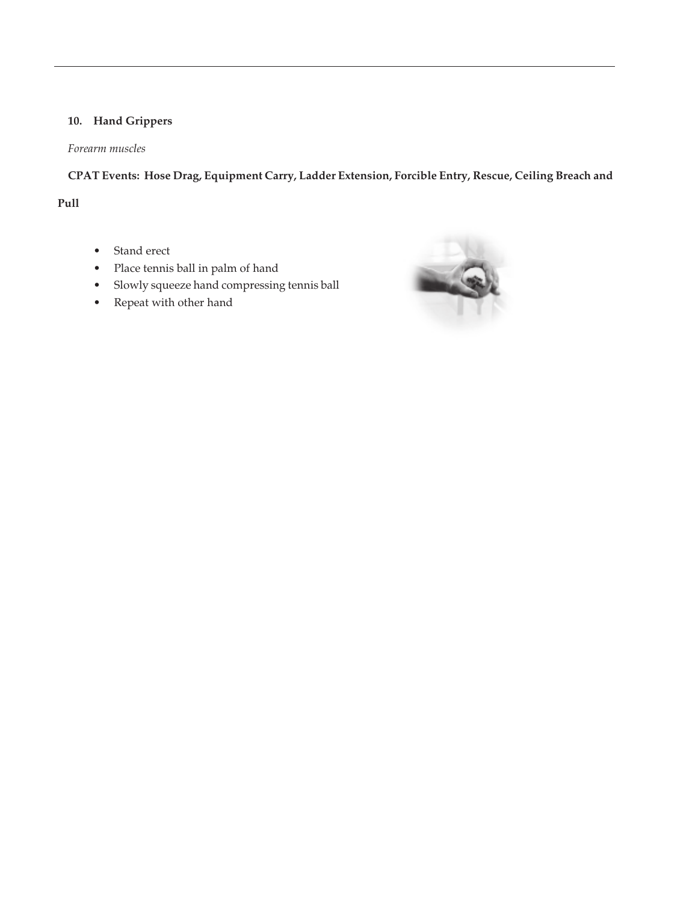### 10. Hand Grippers

*Forearm muscles*

**CPAT Events: Hose Drag, Equipment Carry, Ladder Extension, Forcible Entry, Rescue, Ceiling Breach and Pull**

- Stand erect
- Place tennis ball in palm of hand
- Slowly squeeze hand compressing tennis ball
- Repeat with other hand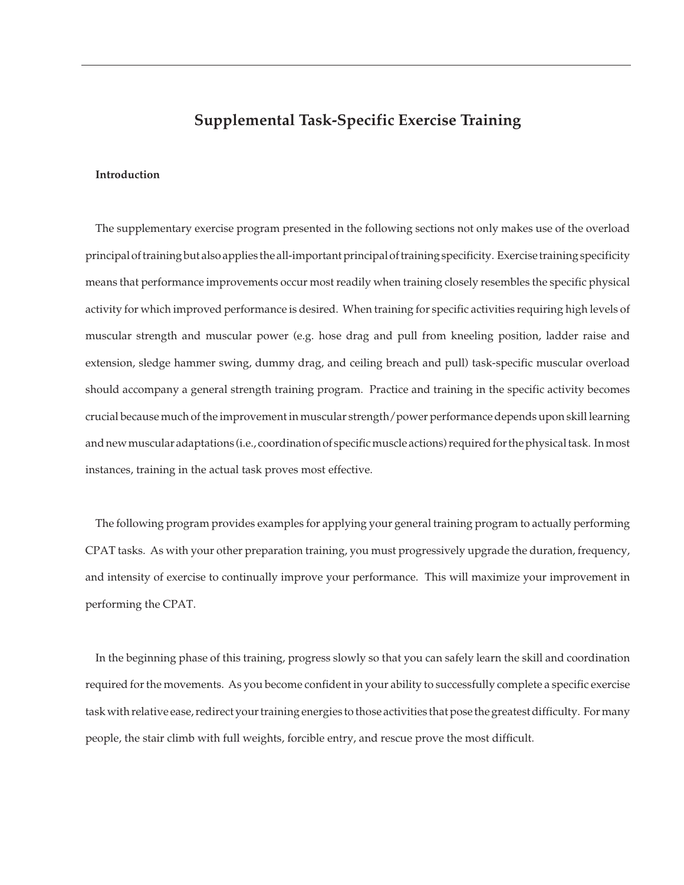## Supplemental Task-Specific Exercise Training

### Introduction

The supplementary exercise program presented in the following sections not only makes use of the overload principal of training but also applies the all-important principal of training specificity. Exercise training specificity means that performance improvements occur most readily when training closely resembles the specific physical activity for which improved performance is desired. When training for specific activities requiring high levels of muscular strength and muscular power (e.g. hose drag and pull from kneeling position, ladder raise and extension, sledge hammer swing, dummy drag, and ceiling breach and pull) task-specific muscular overload should accompany a general strength training program. Practice and training in the specific activity becomes crucial because much of the improvement in muscular strength/power performance depends upon skill learning and new muscular adaptations (i.e., coordination of specific muscle actions) required for the physical task. In most instances, training in the actual task proves most effective.

The following program provides examples for applying your general training program to actually performing CPAT tasks. As with your other preparation training, you must progressively upgrade the duration, frequency, and intensity of exercise to continually improve your performance. This will maximize your improvement in performing the CPAT.

In the beginning phase of this training, progress slowly so that you can safely learn the skill and coordination required for the movements. As you become confident in your ability to successfully complete a specific exercise task with relative ease, redirect your training energies to those activities that pose the greatest difficulty. For many people, the stair climb with full weights, forcible entry, and rescue prove the most difficult.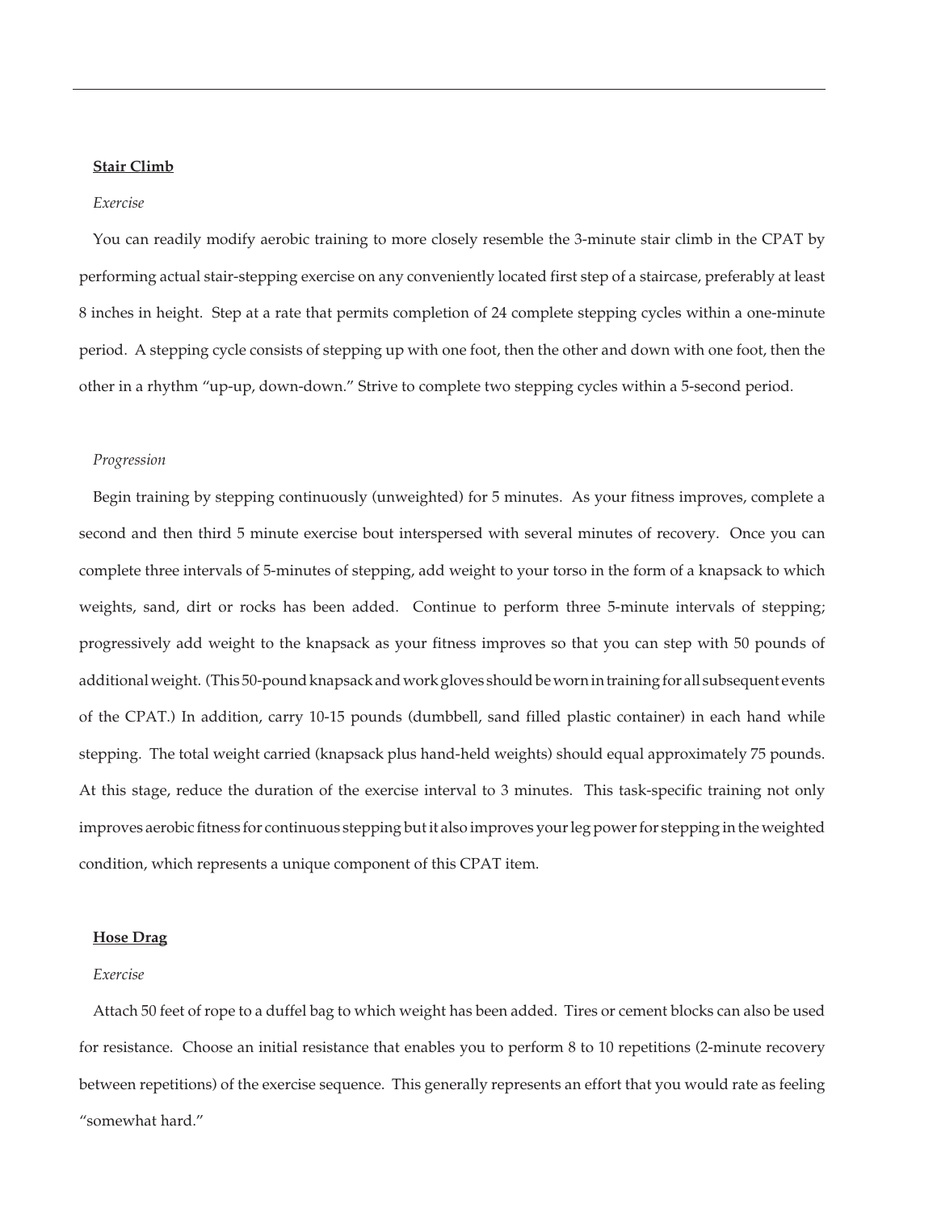**Stair Climb**

*Exercise*

You can readily modify aerobic training to more closely resemble the 3-minute stair climb in the CPAT by performing actual stair-stepping exercise on any conveniently located first step of a staircase, preferably at least 8 inches in height. Step at a rate that permits completion of 24 complete stepping cycles within a one-minute period. A stepping cycle consists of stepping up with one foot, then the other and down with one foot, then the other in a rhythm "up-up, down-down." Strive to complete two stepping cycles within a 5-second period.

*Progression*

Begin training by stepping continuously (unweighted) for 5 minutes. As your fitness improves, complete a second and then third 5 minute exercise bout interspersed with several minutes of recovery. Once you can complete three intervals of 5-minutes of stepping, add weight to your torso in the form of a knapsack to which weights, sand, dirt or rocks has been added. Continue to perform three 5-minute intervals of stepping; progressively add weight to the knapsack as your fitness improves so that you can step with 50 pounds of additional weight. (This 50-pound knapsack and work gloves should be worn in training for all subsequent events of the CPAT.) In addition, carry 10-15 pounds (dumbbell, sand filled plastic container) in each hand while stepping. The total weight carried (knapsack plus hand-held weights) should equal approximately 75 pounds. At this stage, reduce the duration of the exercise interval to 3 minutes. This task-specific training not only improves aerobic fitness for continuous stepping but it also improves your leg power for stepping in the weighted condition, which represents a unique component of this CPAT item.

**Hose Drag**

*Exercise*

Attach 50 feet of rope to a duffel bag to which weight has been added. Tires or cement blocks can also be used for resistance. Choose an initial resistance that enables you to perform 8 to 10 repetitions (2-minute recovery between repetitions) of the exercise sequence. This generally represents an effort that you would rate as feeling "somewhat hard."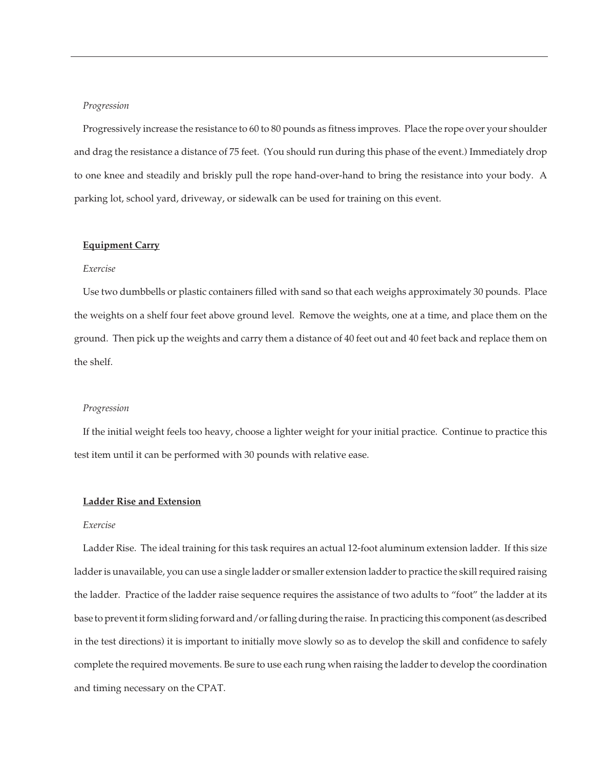*Progression*

Progressively increase the resistance to 60 to 80 pounds as fitness improves. Place the rope over your shoulder and drag the resistance a distance of 75 feet. (You should run during this phase of the event.) Immediately drop to one knee and steadily and briskly pull the rope hand-over-hand to bring the resistance into your body. A parking lot, school yard, driveway, or sidewalk can be used for training on this event.

**Equipment Carry**

*Exercise*

Use two dumbbells or plastic containers filled with sand so that each weighs approximately 30 pounds. Place the weights on a shelf four feet above ground level. Remove the weights, one at a time, and place them on the ground. Then pick up the weights and carry them a distance of 40 feet out and 40 feet back and replace them on the shelf.

*Progression*

If the initial weight feels too heavy, choose a lighter weight for your initial practice. Continue to practice this test item until it can be performed with 30 pounds with relative ease.

**Ladder Rise and Extension**

*Exercise*

Ladder Rise. The ideal training for this task requires an actual 12-foot aluminum extension ladder. If this size ladder is unavailable, you can use a single ladder or smaller extension ladder to practice the skill required raising the ladder. Practice of the ladder raise sequence requires the assistance of two adults to "foot" the ladder at its base to prevent it form sliding forward and/or falling during the raise. In practicing this component (as described in the test directions) it is important to initially move slowly so as to develop the skill and confidence to safely complete the required movements. Be sure to use each rung when raising the ladder to develop the coordination and timing necessary on the CPAT.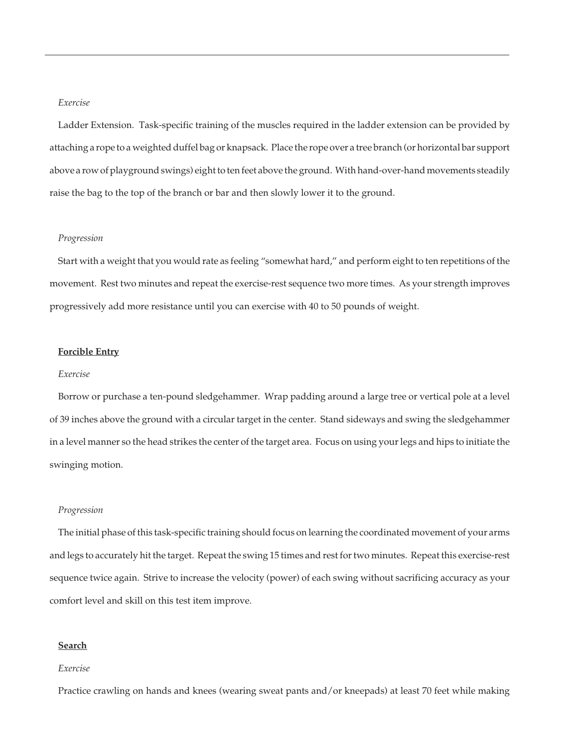*Exercise*

Ladder Extension. Task-specific training of the muscles required in the ladder extension can be provided by attaching a rope to a weighted duffel bag or knapsack. Place the rope over a tree branch (or horizontal bar support above a row of playground swings) eight to ten feet above the ground. With hand-over-hand movements steadily raise the bag to the top of the branch or bar and then slowly lower it to the ground.

*Progression*

Start with a weight that you would rate as feeling "somewhat hard," and perform eight to ten repetitions of the movement. Rest two minutes and repeat the exercise-rest sequence two more times. As your strength improves progressively add more resistance until you can exercise with 40 to 50 pounds of weight.

**Forcible Entry**

*Exercise*

Borrow or purchase a ten-pound sledgehammer. Wrap padding around a large tree or vertical pole at a level of 39 inches above the ground with a circular target in the center. Stand sideways and swing the sledgehammer in a level manner so the head strikes the center of the target area. Focus on using your legs and hips to initiate the swinging motion.

*Progression*

The initial phase of this task-specific training should focus on learning the coordinated movement of your arms and legs to accurately hit the target. Repeat the swing 15 times and rest for two minutes. Repeat this exercise-rest sequence twice again. Strive to increase the velocity (power) of each swing without sacrificing accuracy as your comfort level and skill on this test item improve.

**Search**

*Exercise*

Practice crawling on hands and knees (wearing sweat pants and/or kneepads) at least 70 feet while making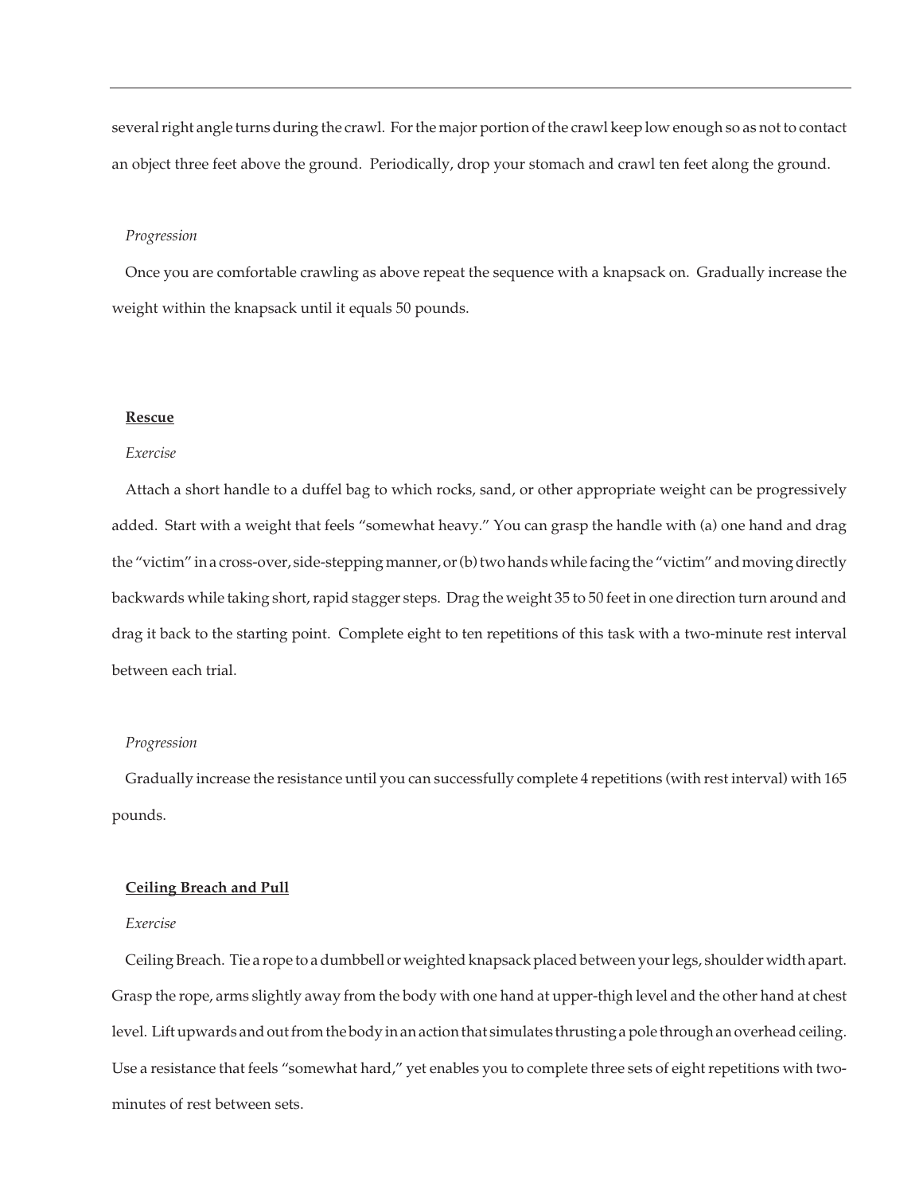several right angle turns during the crawl. For the major portion of the crawl keep low enough so as not to contact an object three feet above the ground. Periodically, drop your stomach and crawl ten feet along the ground.

*Progression*

Once you are comfortable crawling as above repeat the sequence with a knapsack on. Gradually increase the weight within the knapsack until it equals 50 pounds.

**Rescue**

*Exercise*

Attach a short handle to a duffel bag to which rocks, sand, or other appropriate weight can be progressively added. Start with a weight that feels "somewhat heavy." You can grasp the handle with (a) one hand and drag the "victim" in a cross-over, side-stepping manner, or (b) two hands while facing the "victim" and moving directly backwards while taking short, rapid stagger steps. Drag the weight 35 to 50 feet in one direction turn around and drag it back to the starting point. Complete eight to ten repetitions of this task with a two-minute rest interval between each trial.

*Progression*

Gradually increase the resistance until you can successfully complete 4 repetitions (with rest interval) with 165 pounds.

**Ceiling Breach and Pull**

*Exercise*

Ceiling Breach. Tie a rope to a dumbbell or weighted knapsack placed between your legs, shoulder width apart. Grasp the rope, arms slightly away from the body with one hand at upper-thigh level and the other hand at chest level. Lift upwards and out from the body in an action that simulates thrusting a pole through an overhead ceiling. Use a resistance that feels "somewhat hard," yet enables you to complete three sets of eight repetitions with two-minutes of rest between sets.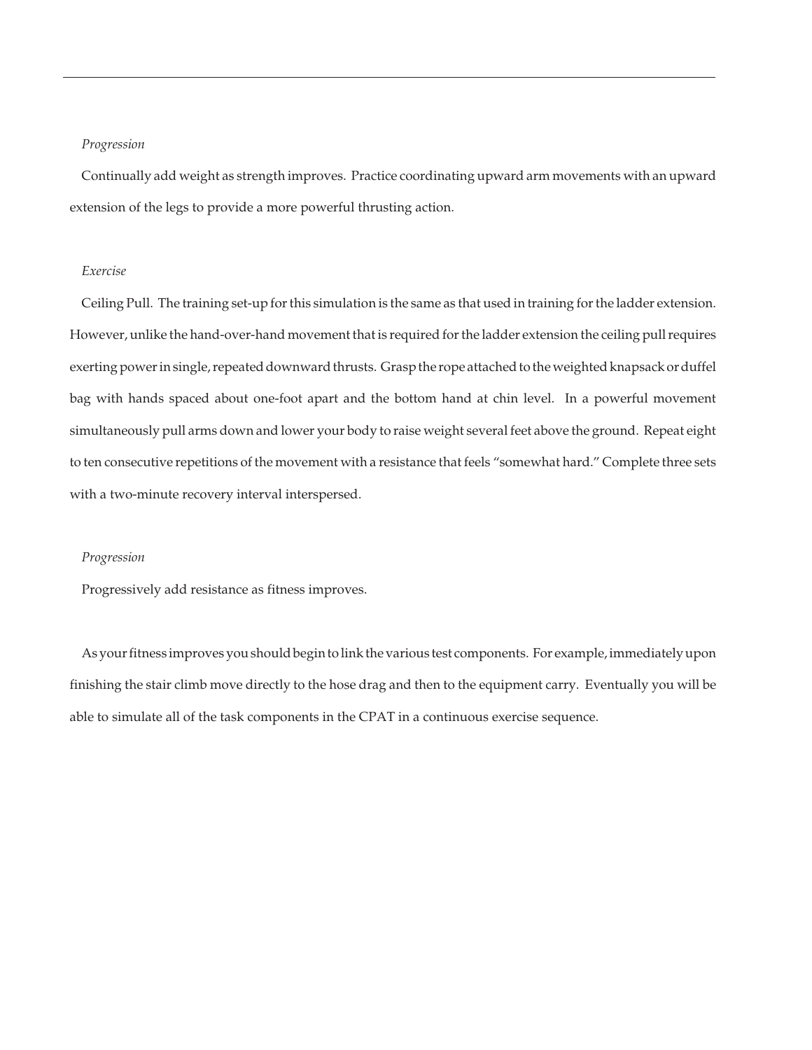*Progression*

Continually add weight as strength improves. Practice coordinating upward arm movements with an upward extension of the legs to provide a more powerful thrusting action.

*Exercise*

Ceiling Pull. The training set-up for this simulation is the same as that used in training for the ladder extension. However, unlike the hand-over-hand movement that is required for the ladder extension the ceiling pull requires exerting power in single, repeated downward thrusts. Grasp the rope attached to the weighted knapsack or duffel bag with hands spaced about one-foot apart and the bottom hand at chin level. In a powerful movement simultaneously pull arms down and lower your body to raise weight several feet above the ground. Repeat eight to ten consecutive repetitions of the movement with a resistance that feels "somewhat hard." Complete three sets with a two-minute recovery interval interspersed.

*Progression*

Progressively add resistance as fitness improves.

As your fitness improves you should begin to link the various test components. For example, immediately upon finishing the stair climb move directly to the hose drag and then to the equipment carry. Eventually you will be able to simulate all of the task components in the CPAT in a continuous exercise sequence.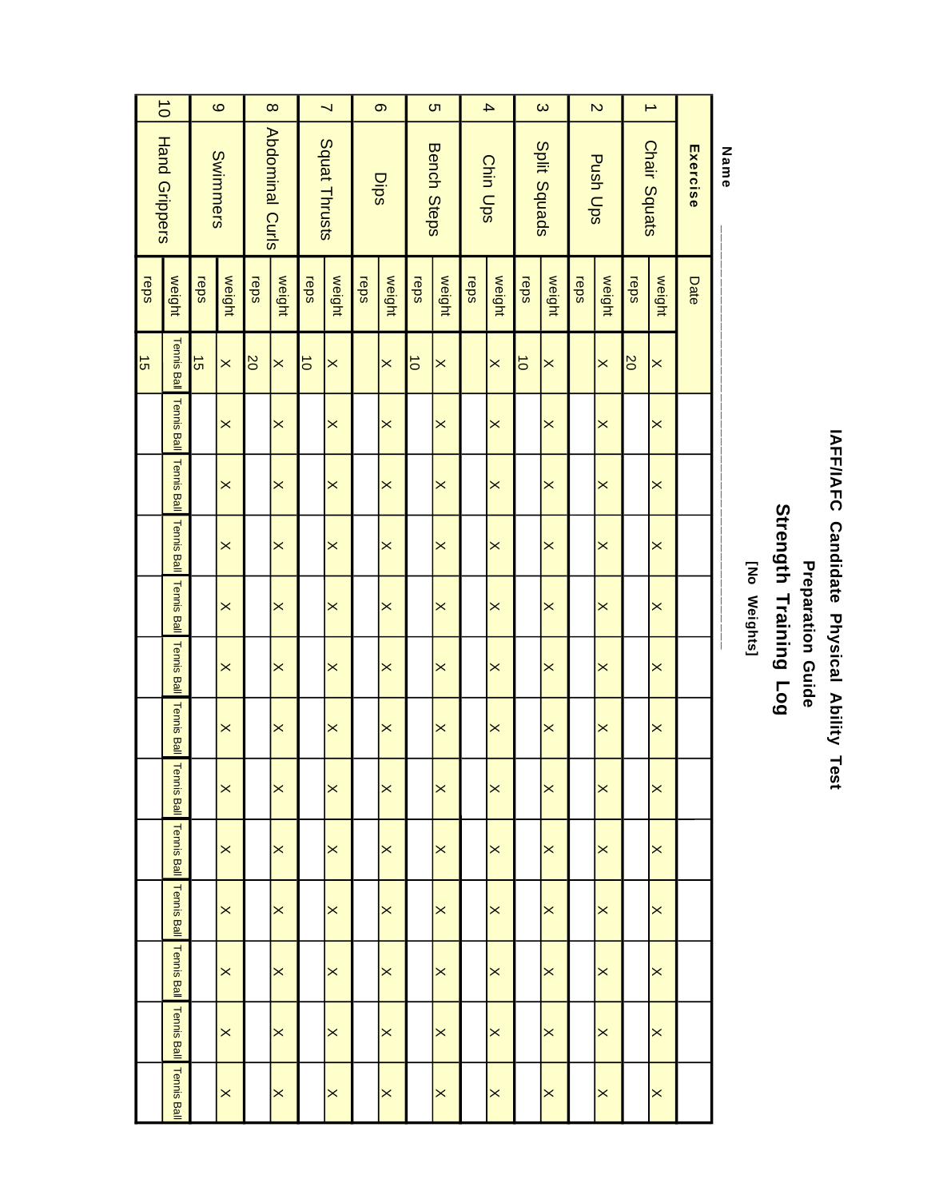# IAFF/IAFC Candidate Physical Ability Test

## Preparation Guide

## Strength Training Log

[No Weights]

**Name** ______________________________

| | **Exercise** | Date | | | | | | | | | | | | | |
|---|---|---|---|---|---|---|---|---|---|---|---|---|---|---|---|
| 1 | Chair Squats | weight | X | X | X | X | X | X | X | X | X | X | X | X | X |
| | | reps | 20 | | | | | | | | | | | | |
| 2 | Push Ups | weight | X | X | X | X | X | X | X | X | X | X | X | X | X |
| | | reps | | | | | | | | | | | | | |
| 3 | Split Squads | weight | X | X | X | X | X | X | X | X | X | X | X | X | X |
| | | reps | 10 | | | | | | | | | | | | |
| 4 | Chin Ups | weight | X | X | X | X | X | X | X | X | X | X | X | X | X |
| | | reps | | | | | | | | | | | | | |
| 5 | Bench Steps | weight | X | X | X | X | X | X | X | X | X | X | X | X | X |
| | | reps | 10 | | | | | | | | | | | | |
| 6 | Dips | weight | X | X | X | X | X | X | X | X | X | X | X | X | X |
| | | reps | | | | | | | | | | | | | |
| 7 | Squat Thrusts | weight | X | X | X | X | X | X | X | X | X | X | X | X | X |
| | | reps | 10 | | | | | | | | | | | | |
| 8 | Abdominal Curls | weight | X | X | X | X | X | X | X | X | X | X | X | X | X |
| | | reps | 20 | | | | | | | | | | | | |
| 9 | Swimmers | weight | X | X | X | X | X | X | X | X | X | X | X | X | X |
| | | reps | 15 | | | | | | | | | | | | |
| 10 | Hand Grippers | weight | Tennis Ball | Tennis Ball | Tennis Ball | Tennis Ball | Tennis Ball | Tennis Ball | Tennis Ball | Tennis Ball | Tennis Ball | Tennis Ball | Tennis Ball | Tennis Ball | Tennis Ball |
| | | reps | 15 | | | | | | | | | | | | |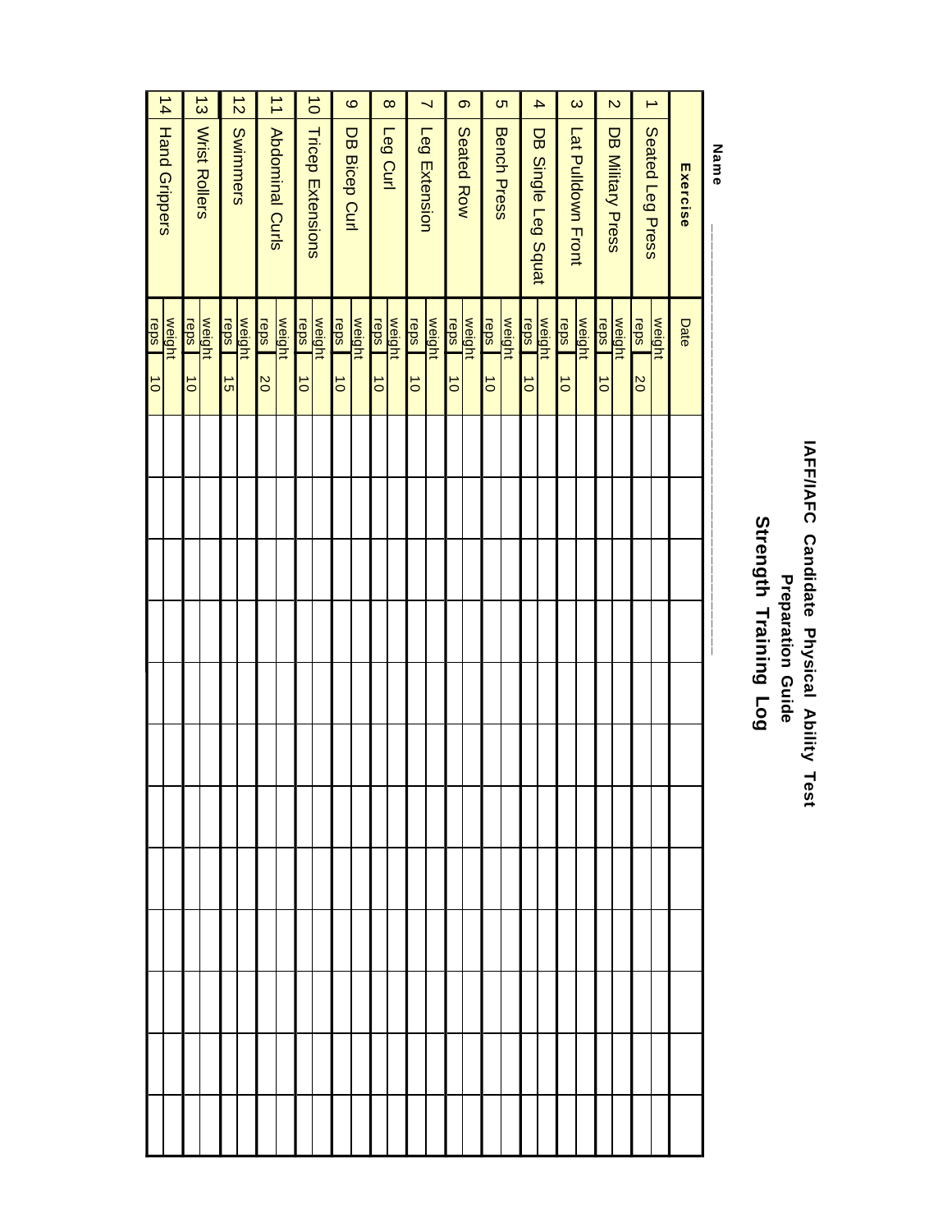# IAFF/IAFC Candidate Physical Ability Test Preparation Guide

## Strength Training Log

**Name** ______________________________

| | Exercise | Date | | | | | | | | | | | | |
|---|---|---|---|---|---|---|---|---|---|---|---|---|---|---|
| 1 | Seated Leg Press | weight | | | | | | | | | | | | |
| | | reps | 20 | | | | | | | | | | | |
| 2 | DB Military Press | weight | | | | | | | | | | | | |
| | | reps | 10 | | | | | | | | | | | |
| 3 | Lat Pulldown Front | weight | | | | | | | | | | | | |
| | | reps | 10 | | | | | | | | | | | |
| 4 | DB Single Leg Squat | weight | | | | | | | | | | | | |
| | | reps | 10 | | | | | | | | | | | |
| 5 | Bench Press | weight | | | | | | | | | | | | |
| | | reps | 10 | | | | | | | | | | | |
| 6 | Seated Row | weight | | | | | | | | | | | | |
| | | reps | 10 | | | | | | | | | | | |
| 7 | Leg Extension | weight | | | | | | | | | | | | |
| | | reps | 10 | | | | | | | | | | | |
| 8 | Leg Curl | weight | | | | | | | | | | | | |
| | | reps | 10 | | | | | | | | | | | |
| 9 | DB Bicep Curl | weight | | | | | | | | | | | | |
| | | reps | 10 | | | | | | | | | | | |
| 10 | Tricep Extensions | weight | | | | | | | | | | | | |
| | | reps | 10 | | | | | | | | | | | |
| 11 | Abdominal Curls | weight | | | | | | | | | | | | |
| | | reps | 20 | | | | | | | | | | | |
| 12 | Swimmers | weight | | | | | | | | | | | | |
| | | reps | 15 | | | | | | | | | | | |
| 13 | Wrist Rollers | weight | | | | | | | | | | | | |
| | | reps | 10 | | | | | | | | | | | |
| 14 | Hand Grippers | weight | | | | | | | | | | | | |
| | | reps | 10 | | | | | | | | | | | |